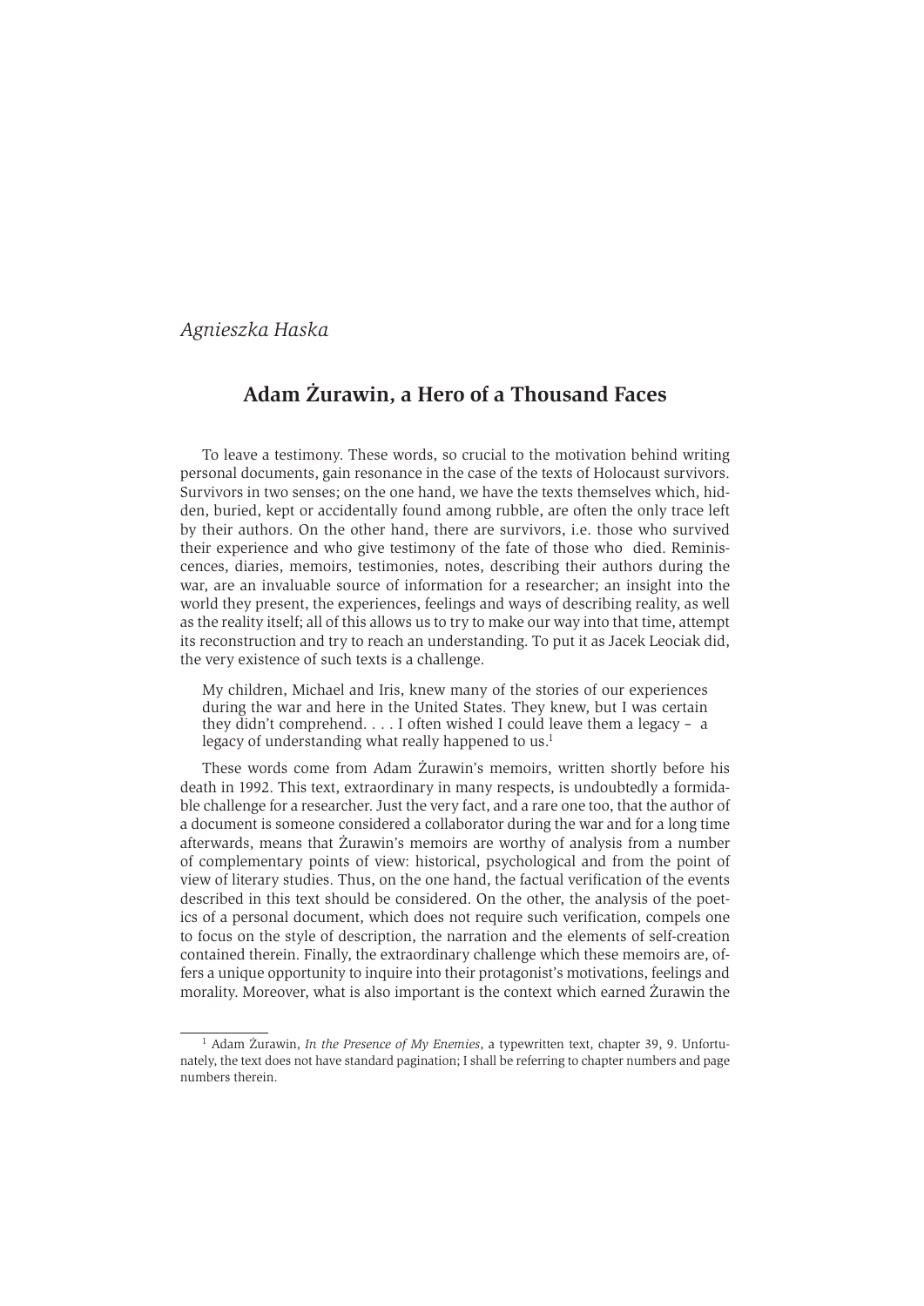*Agnieszka Haska*

# Adam Żurawin, a Hero of a Thousand Faces

To leave a testimony. These words, so crucial to the motivation behind writing personal documents, gain resonance in the case of the texts of Holocaust survivors. Survivors in two senses; on the one hand, we have the texts themselves which, hidden, buried, kept or accidentally found among rubble, are often the only trace left by their authors. On the other hand, there are survivors, i.e. those who survived their experience and who give testimony of the fate of those who died. Reminiscences, diaries, memoirs, testimonies, notes, describing their authors during the war, are an invaluable source of information for a researcher; an insight into the world they present, the experiences, feelings and ways of describing reality, as well as the reality itself; all of this allows us to try to make our way into that time, attempt its reconstruction and try to reach an understanding. To put it as Jacek Leociak did, the very existence of such texts is a challenge.

> My children, Michael and Iris, knew many of the stories of our experiences during the war and here in the United States. They knew, but I was certain they didn't comprehend. . . . I often wished I could leave them a legacy – a legacy of understanding what really happened to us.[1]

These words come from Adam Żurawin's memoirs, written shortly before his death in 1992. This text, extraordinary in many respects, is undoubtedly a formidable challenge for a researcher. Just the very fact, and a rare one too, that the author of a document is someone considered a collaborator during the war and for a long time afterwards, means that Żurawin's memoirs are worthy of analysis from a number of complementary points of view: historical, psychological and from the point of view of literary studies. Thus, on the one hand, the factual verification of the events described in this text should be considered. On the other, the analysis of the poetics of a personal document, which does not require such verification, compels one to focus on the style of description, the narration and the elements of self-creation contained therein. Finally, the extraordinary challenge which these memoirs are, offers a unique opportunity to inquire into their protagonist's motivations, feelings and morality. Moreover, what is also important is the context which earned Żurawin the

---

[1] Adam Żurawin, *In the Presence of My Enemies*, a typewritten text, chapter 39, 9. Unfortunately, the text does not have standard pagination; I shall be referring to chapter numbers and page numbers therein.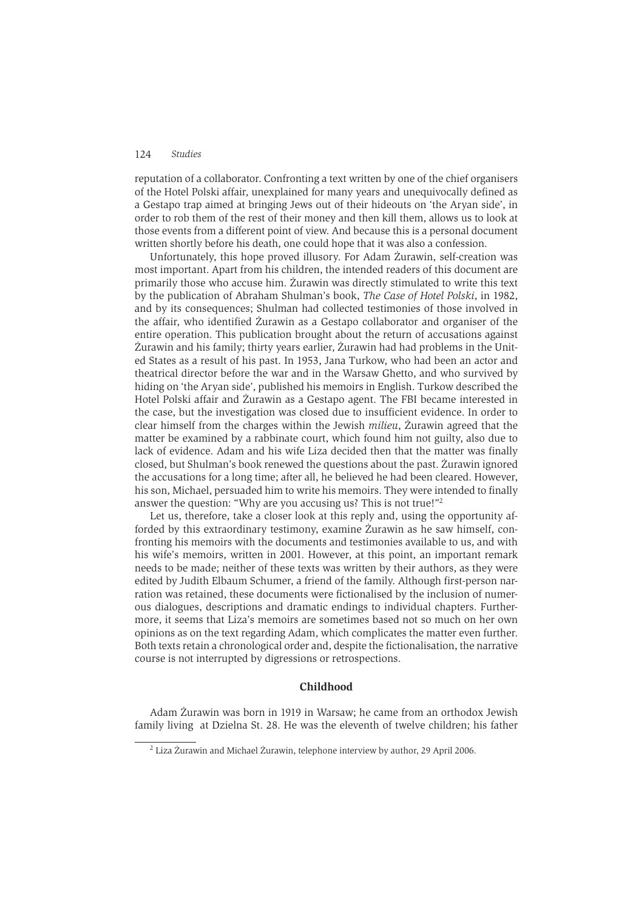reputation of a collaborator. Confronting a text written by one of the chief organisers of the Hotel Polski affair, unexplained for many years and unequivocally defined as a Gestapo trap aimed at bringing Jews out of their hideouts on 'the Aryan side', in order to rob them of the rest of their money and then kill them, allows us to look at those events from a different point of view. And because this is a personal document written shortly before his death, one could hope that it was also a confession.

Unfortunately, this hope proved illusory. For Adam Żurawin, self-creation was most important. Apart from his children, the intended readers of this document are primarily those who accuse him. Żurawin was directly stimulated to write this text by the publication of Abraham Shulman's book, *The Case of Hotel Polski*, in 1982, and by its consequences; Shulman had collected testimonies of those involved in the affair, who identified Żurawin as a Gestapo collaborator and organiser of the entire operation. This publication brought about the return of accusations against Żurawin and his family; thirty years earlier, Żurawin had had problems in the United States as a result of his past. In 1953, Jana Turkow, who had been an actor and theatrical director before the war and in the Warsaw Ghetto, and who survived by hiding on 'the Aryan side', published his memoirs in English. Turkow described the Hotel Polski affair and Żurawin as a Gestapo agent. The FBI became interested in the case, but the investigation was closed due to insufficient evidence. In order to clear himself from the charges within the Jewish *milieu*, Żurawin agreed that the matter be examined by a rabbinate court, which found him not guilty, also due to lack of evidence. Adam and his wife Liza decided then that the matter was finally closed, but Shulman's book renewed the questions about the past. Żurawin ignored the accusations for a long time; after all, he believed he had been cleared. However, his son, Michael, persuaded him to write his memoirs. They were intended to finally answer the question: "Why are you accusing us? This is not true!"[2]

Let us, therefore, take a closer look at this reply and, using the opportunity afforded by this extraordinary testimony, examine Żurawin as he saw himself, confronting his memoirs with the documents and testimonies available to us, and with his wife's memoirs, written in 2001. However, at this point, an important remark needs to be made; neither of these texts was written by their authors, as they were edited by Judith Elbaum Schumer, a friend of the family. Although first-person narration was retained, these documents were fictionalised by the inclusion of numerous dialogues, descriptions and dramatic endings to individual chapters. Furthermore, it seems that Liza's memoirs are sometimes based not so much on her own opinions as on the text regarding Adam, which complicates the matter even further. Both texts retain a chronological order and, despite the fictionalisation, the narrative course is not interrupted by digressions or retrospections.

## Childhood

Adam Żurawin was born in 1919 in Warsaw; he came from an orthodox Jewish family living at Dzielna St. 28. He was the eleventh of twelve children; his father

---

[2] Liza Żurawin and Michael Żurawin, telephone interview by author, 29 April 2006.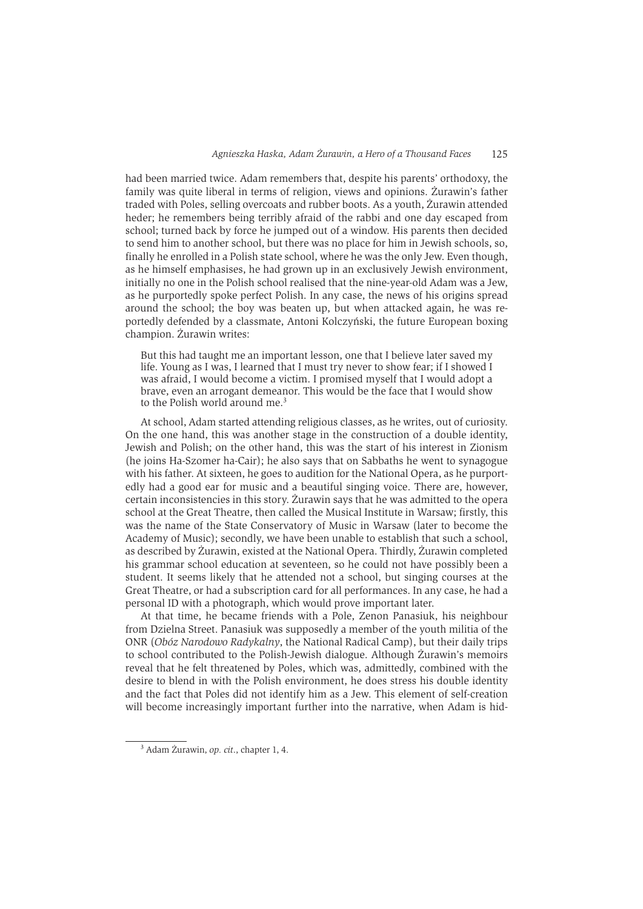had been married twice. Adam remembers that, despite his parents' orthodoxy, the family was quite liberal in terms of religion, views and opinions. Żurawin's father traded with Poles, selling overcoats and rubber boots. As a youth, Żurawin attended heder; he remembers being terribly afraid of the rabbi and one day escaped from school; turned back by force he jumped out of a window. His parents then decided to send him to another school, but there was no place for him in Jewish schools, so, finally he enrolled in a Polish state school, where he was the only Jew. Even though, as he himself emphasises, he had grown up in an exclusively Jewish environment, initially no one in the Polish school realised that the nine-year-old Adam was a Jew, as he purportedly spoke perfect Polish. In any case, the news of his origins spread around the school; the boy was beaten up, but when attacked again, he was reportedly defended by a classmate, Antoni Kolczyński, the future European boxing champion. Żurawin writes:

> But this had taught me an important lesson, one that I believe later saved my life. Young as I was, I learned that I must try never to show fear; if I showed I was afraid, I would become a victim. I promised myself that I would adopt a brave, even an arrogant demeanor. This would be the face that I would show to the Polish world around me.[3]

At school, Adam started attending religious classes, as he writes, out of curiosity. On the one hand, this was another stage in the construction of a double identity, Jewish and Polish; on the other hand, this was the start of his interest in Zionism (he joins Ha-Szomer ha-Cair); he also says that on Sabbaths he went to synagogue with his father. At sixteen, he goes to audition for the National Opera, as he purportedly had a good ear for music and a beautiful singing voice. There are, however, certain inconsistencies in this story. Żurawin says that he was admitted to the opera school at the Great Theatre, then called the Musical Institute in Warsaw; firstly, this was the name of the State Conservatory of Music in Warsaw (later to become the Academy of Music); secondly, we have been unable to establish that such a school, as described by Żurawin, existed at the National Opera. Thirdly, Żurawin completed his grammar school education at seventeen, so he could not have possibly been a student. It seems likely that he attended not a school, but singing courses at the Great Theatre, or had a subscription card for all performances. In any case, he had a personal ID with a photograph, which would prove important later.

At that time, he became friends with a Pole, Zenon Panasiuk, his neighbour from Dzielna Street. Panasiuk was supposedly a member of the youth militia of the ONR (*Obóz Narodowo Radykalny*, the National Radical Camp), but their daily trips to school contributed to the Polish-Jewish dialogue. Although Żurawin's memoirs reveal that he felt threatened by Poles, which was, admittedly, combined with the desire to blend in with the Polish environment, he does stress his double identity and the fact that Poles did not identify him as a Jew. This element of self-creation will become increasingly important further into the narrative, when Adam is hid-

---

[3] Adam Żurawin, *op. cit.*, chapter 1, 4.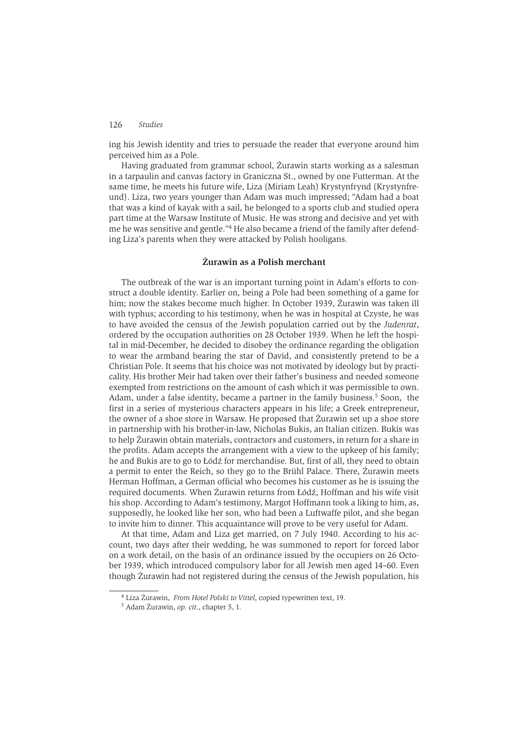ing his Jewish identity and tries to persuade the reader that everyone around him perceived him as a Pole.

Having graduated from grammar school, Żurawin starts working as a salesman in a tarpaulin and canvas factory in Graniczna St., owned by one Futterman. At the same time, he meets his future wife, Liza (Miriam Leah) Krystynfrynd (Krystynfreund). Liza, two years younger than Adam was much impressed; "Adam had a boat that was a kind of kayak with a sail, he belonged to a sports club and studied opera part time at the Warsaw Institute of Music. He was strong and decisive and yet with me he was sensitive and gentle."[4] He also became a friend of the family after defending Liza's parents when they were attacked by Polish hooligans.

### Żurawin as a Polish merchant

The outbreak of the war is an important turning point in Adam's efforts to construct a double identity. Earlier on, being a Pole had been something of a game for him; now the stakes become much higher. In October 1939, Żurawin was taken ill with typhus; according to his testimony, when he was in hospital at Czyste, he was to have avoided the census of the Jewish population carried out by the *Judenrat*, ordered by the occupation authorities on 28 October 1939. When he left the hospital in mid-December, he decided to disobey the ordinance regarding the obligation to wear the armband bearing the star of David, and consistently pretend to be a Christian Pole. It seems that his choice was not motivated by ideology but by practicality. His brother Meir had taken over their father's business and needed someone exempted from restrictions on the amount of cash which it was permissible to own. Adam, under a false identity, became a partner in the family business.[5] Soon, the first in a series of mysterious characters appears in his life; a Greek entrepreneur, the owner of a shoe store in Warsaw. He proposed that Żurawin set up a shoe store in partnership with his brother-in-law, Nicholas Bukis, an Italian citizen. Bukis was to help Żurawin obtain materials, contractors and customers, in return for a share in the profits. Adam accepts the arrangement with a view to the upkeep of his family; he and Bukis are to go to Łódź for merchandise. But, first of all, they need to obtain a permit to enter the Reich, so they go to the Brühl Palace. There, Żurawin meets Herman Hoffman, a German official who becomes his customer as he is issuing the required documents. When Żurawin returns from Łódź, Hoffman and his wife visit his shop. According to Adam's testimony, Margot Hoffmann took a liking to him, as, supposedly, he looked like her son, who had been a Luftwaffe pilot, and she began to invite him to dinner. This acquaintance will prove to be very useful for Adam.

At that time, Adam and Liza get married, on 7 July 1940. According to his account, two days after their wedding, he was summoned to report for forced labor on a work detail, on the basis of an ordinance issued by the occupiers on 26 October 1939, which introduced compulsory labor for all Jewish men aged 14–60. Even though Żurawin had not registered during the census of the Jewish population, his

---

[4] Liza Żurawin, *From Hotel Polski to Vittel*, copied typewritten text, 19.

[5] Adam Żurawin, *op. cit.*, chapter 5, 1.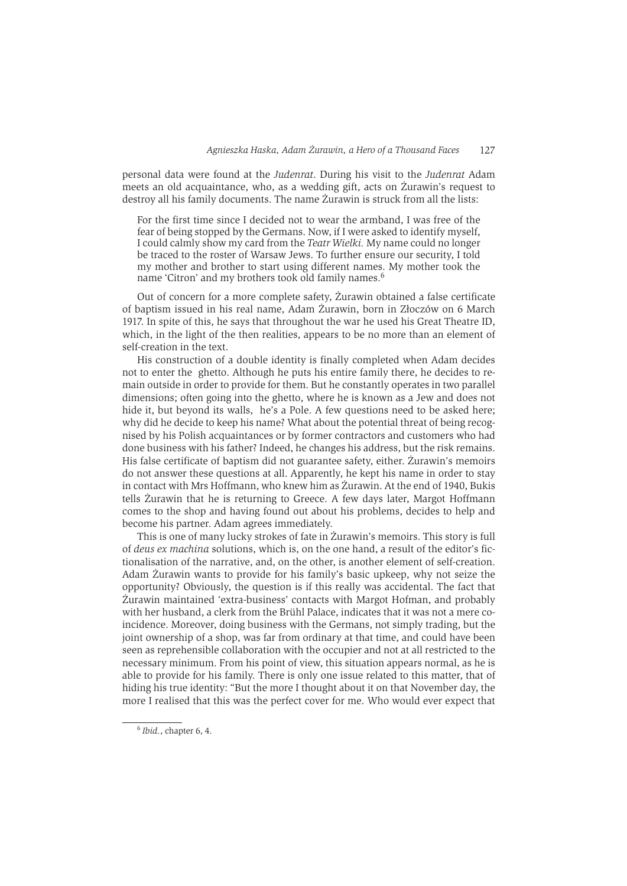personal data were found at the *Judenrat*. During his visit to the *Judenrat* Adam meets an old acquaintance, who, as a wedding gift, acts on Żurawin's request to destroy all his family documents. The name Żurawin is struck from all the lists:

> For the first time since I decided not to wear the armband, I was free of the fear of being stopped by the Germans. Now, if I were asked to identify myself, I could calmly show my card from the *Teatr Wielki.* My name could no longer be traced to the roster of Warsaw Jews. To further ensure our security, I told my mother and brother to start using different names. My mother took the name 'Citron' and my brothers took old family names.[6]

Out of concern for a more complete safety, Żurawin obtained a false certificate of baptism issued in his real name, Adam Żurawin, born in Złoczów on 6 March 1917. In spite of this, he says that throughout the war he used his Great Theatre ID, which, in the light of the then realities, appears to be no more than an element of self-creation in the text.

His construction of a double identity is finally completed when Adam decides not to enter the ghetto. Although he puts his entire family there, he decides to remain outside in order to provide for them. But he constantly operates in two parallel dimensions; often going into the ghetto, where he is known as a Jew and does not hide it, but beyond its walls, he's a Pole. A few questions need to be asked here; why did he decide to keep his name? What about the potential threat of being recognised by his Polish acquaintances or by former contractors and customers who had done business with his father? Indeed, he changes his address, but the risk remains. His false certificate of baptism did not guarantee safety, either. Żurawin's memoirs do not answer these questions at all. Apparently, he kept his name in order to stay in contact with Mrs Hoffmann, who knew him as Żurawin. At the end of 1940, Bukis tells Żurawin that he is returning to Greece. A few days later, Margot Hoffmann comes to the shop and having found out about his problems, decides to help and become his partner. Adam agrees immediately.

This is one of many lucky strokes of fate in Żurawin's memoirs. This story is full of *deus ex machina* solutions, which is, on the one hand, a result of the editor's fictionalisation of the narrative, and, on the other, is another element of self-creation. Adam Żurawin wants to provide for his family's basic upkeep, why not seize the opportunity? Obviously, the question is if this really was accidental. The fact that Żurawin maintained 'extra-business' contacts with Margot Hofman, and probably with her husband, a clerk from the Brühl Palace, indicates that it was not a mere coincidence. Moreover, doing business with the Germans, not simply trading, but the joint ownership of a shop, was far from ordinary at that time, and could have been seen as reprehensible collaboration with the occupier and not at all restricted to the necessary minimum. From his point of view, this situation appears normal, as he is able to provide for his family. There is only one issue related to this matter, that of hiding his true identity: "But the more I thought about it on that November day, the more I realised that this was the perfect cover for me. Who would ever expect that

[6] *Ibid.*, chapter 6, 4.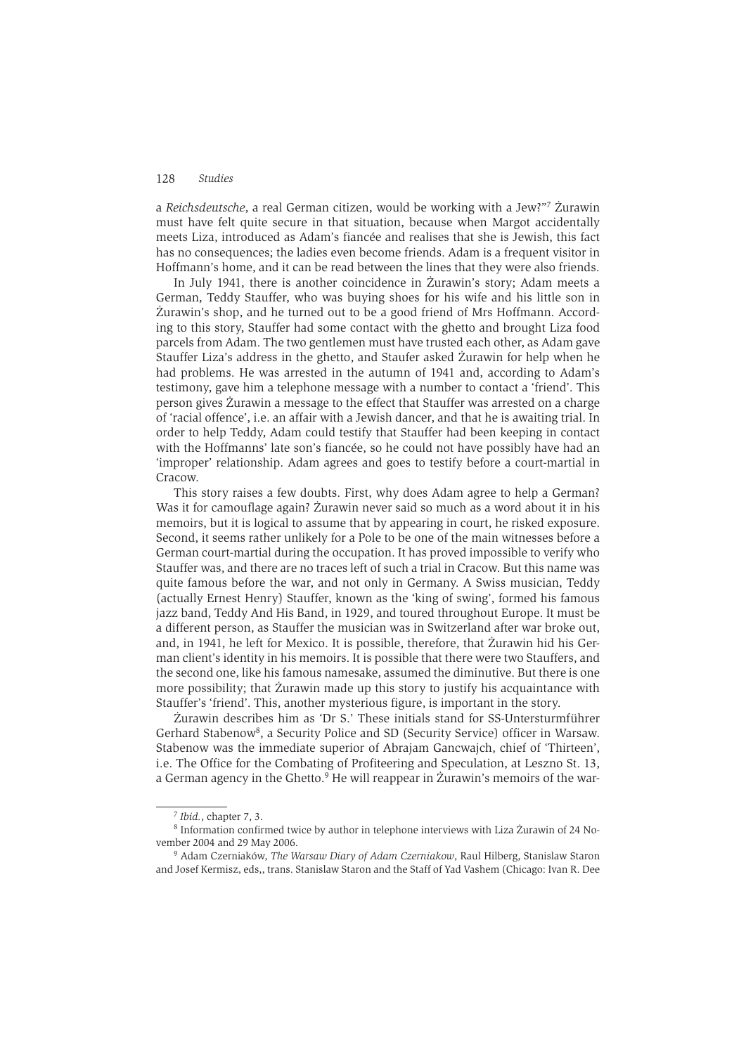a *Reichsdeutsche*, a real German citizen, would be working with a Jew?"[7] Żurawin must have felt quite secure in that situation, because when Margot accidentally meets Liza, introduced as Adam's fiancée and realises that she is Jewish, this fact has no consequences; the ladies even become friends. Adam is a frequent visitor in Hoffmann's home, and it can be read between the lines that they were also friends.

In July 1941, there is another coincidence in Żurawin's story; Adam meets a German, Teddy Stauffer, who was buying shoes for his wife and his little son in Żurawin's shop, and he turned out to be a good friend of Mrs Hoffmann. According to this story, Stauffer had some contact with the ghetto and brought Liza food parcels from Adam. The two gentlemen must have trusted each other, as Adam gave Stauffer Liza's address in the ghetto, and Staufer asked Żurawin for help when he had problems. He was arrested in the autumn of 1941 and, according to Adam's testimony, gave him a telephone message with a number to contact a 'friend'. This person gives Żurawin a message to the effect that Stauffer was arrested on a charge of 'racial offence', i.e. an affair with a Jewish dancer, and that he is awaiting trial. In order to help Teddy, Adam could testify that Stauffer had been keeping in contact with the Hoffmanns' late son's fiancée, so he could not have possibly have had an 'improper' relationship. Adam agrees and goes to testify before a court-martial in Cracow.

This story raises a few doubts. First, why does Adam agree to help a German? Was it for camouflage again? Żurawin never said so much as a word about it in his memoirs, but it is logical to assume that by appearing in court, he risked exposure. Second, it seems rather unlikely for a Pole to be one of the main witnesses before a German court-martial during the occupation. It has proved impossible to verify who Stauffer was, and there are no traces left of such a trial in Cracow. But this name was quite famous before the war, and not only in Germany. A Swiss musician, Teddy (actually Ernest Henry) Stauffer, known as the 'king of swing', formed his famous jazz band, Teddy And His Band, in 1929, and toured throughout Europe. It must be a different person, as Stauffer the musician was in Switzerland after war broke out, and, in 1941, he left for Mexico. It is possible, therefore, that Żurawin hid his German client's identity in his memoirs. It is possible that there were two Stauffers, and the second one, like his famous namesake, assumed the diminutive. But there is one more possibility; that Żurawin made up this story to justify his acquaintance with Stauffer's 'friend'. This, another mysterious figure, is important in the story.

Żurawin describes him as 'Dr S.' These initials stand for SS-Untersturmführer Gerhard Stabenow[8], a Security Police and SD (Security Service) officer in Warsaw. Stabenow was the immediate superior of Abrajam Gancwajch, chief of 'Thirteen', i.e. The Office for the Combating of Profiteering and Speculation, at Leszno St. 13, a German agency in the Ghetto.[9] He will reappear in Żurawin's memoirs of the war-

---

[7] *Ibid.*, chapter 7, 3.

[8] Information confirmed twice by author in telephone interviews with Liza Żurawin of 24 November 2004 and 29 May 2006.

[9] Adam Czerniaków, *The Warsaw Diary of Adam Czerniakow*, Raul Hilberg, Stanislaw Staron and Josef Kermisz, eds,, trans. Stanislaw Staron and the Staff of Yad Vashem (Chicago: Ivan R. Dee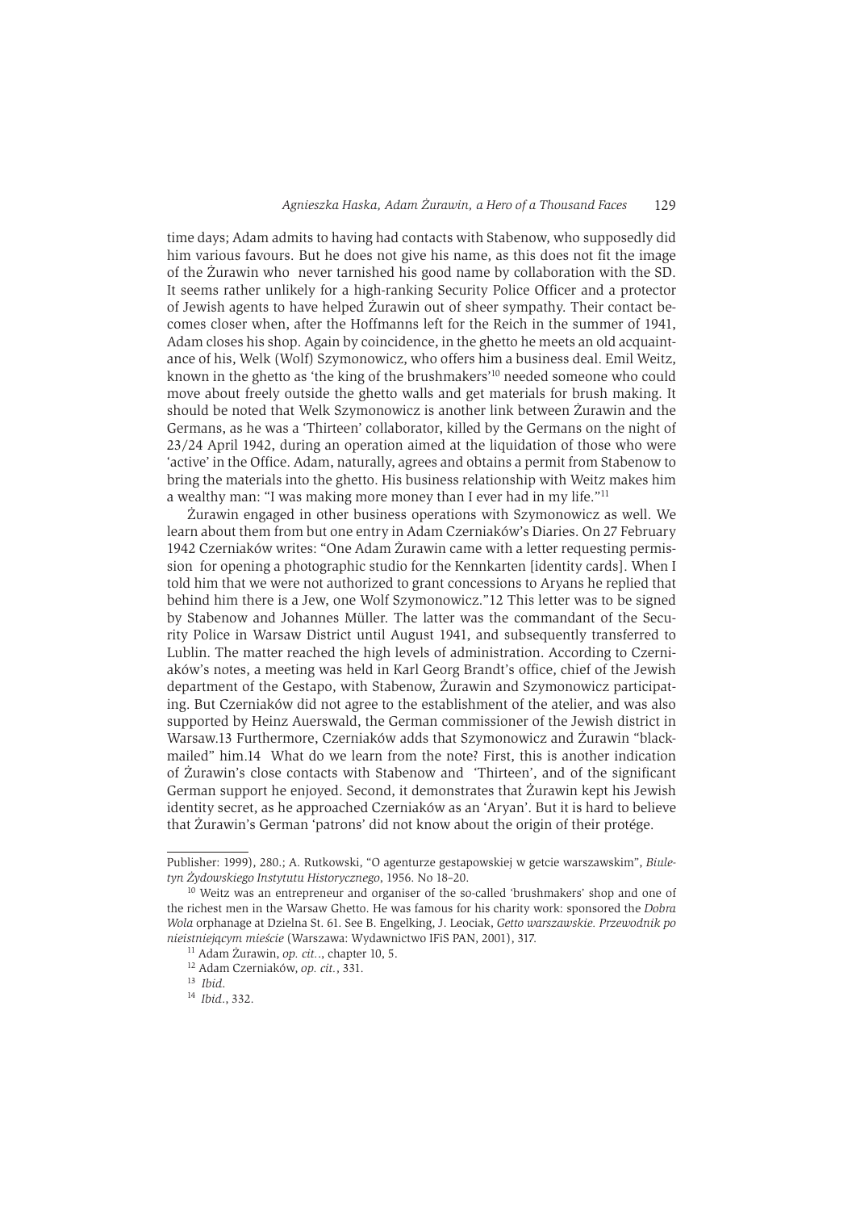time days; Adam admits to having had contacts with Stabenow, who supposedly did him various favours. But he does not give his name, as this does not fit the image of the Żurawin who never tarnished his good name by collaboration with the SD. It seems rather unlikely for a high-ranking Security Police Officer and a protector of Jewish agents to have helped Żurawin out of sheer sympathy. Their contact becomes closer when, after the Hoffmanns left for the Reich in the summer of 1941, Adam closes his shop. Again by coincidence, in the ghetto he meets an old acquaintance of his, Welk (Wolf) Szymonowicz, who offers him a business deal. Emil Weitz, known in the ghetto as 'the king of the brushmakers'[10] needed someone who could move about freely outside the ghetto walls and get materials for brush making. It should be noted that Welk Szymonowicz is another link between Żurawin and the Germans, as he was a 'Thirteen' collaborator, killed by the Germans on the night of 23/24 April 1942, during an operation aimed at the liquidation of those who were 'active' in the Office. Adam, naturally, agrees and obtains a permit from Stabenow to bring the materials into the ghetto. His business relationship with Weitz makes him a wealthy man: "I was making more money than I ever had in my life."[11]

Żurawin engaged in other business operations with Szymonowicz as well. We learn about them from but one entry in Adam Czerniaków's Diaries. On 27 February 1942 Czerniaków writes: "One Adam Żurawin came with a letter requesting permission for opening a photographic studio for the Kennkarten [identity cards]. When I told him that we were not authorized to grant concessions to Aryans he replied that behind him there is a Jew, one Wolf Szymonowicz."12 This letter was to be signed by Stabenow and Johannes Müller. The latter was the commandant of the Security Police in Warsaw District until August 1941, and subsequently transferred to Lublin. The matter reached the high levels of administration. According to Czerniaków's notes, a meeting was held in Karl Georg Brandt's office, chief of the Jewish department of the Gestapo, with Stabenow, Żurawin and Szymonowicz participating. But Czerniaków did not agree to the establishment of the atelier, and was also supported by Heinz Auerswald, the German commissioner of the Jewish district in Warsaw.13 Furthermore, Czerniaków adds that Szymonowicz and Żurawin "blackmailed" him.14 What do we learn from the note? First, this is another indication of Żurawin's close contacts with Stabenow and 'Thirteen', and of the significant German support he enjoyed. Second, it demonstrates that Żurawin kept his Jewish identity secret, as he approached Czerniaków as an 'Aryan'. But it is hard to believe that Żurawin's German 'patrons' did not know about the origin of their protége.

---

Publisher: 1999), 280.; A. Rutkowski, "O agenturze gestapowskiej w getcie warszawskim", *Biuletyn Żydowskiego Instytutu Historycznego*, 1956. No 18–20.

[10] Weitz was an entrepreneur and organiser of the so-called 'brushmakers' shop and one of the richest men in the Warsaw Ghetto. He was famous for his charity work: sponsored the *Dobra Wola* orphanage at Dzielna St. 61. See B. Engelking, J. Leociak, *Getto warszawskie. Przewodnik po nieistniejącym mieście* (Warszawa: Wydawnictwo IFiS PAN, 2001), 317.

[11] Adam Żurawin, *op. cit.*, chapter 10, 5.

[12] Adam Czerniaków, *op. cit.*, 331.

[13] *Ibid*.

[14] *Ibid*., 332.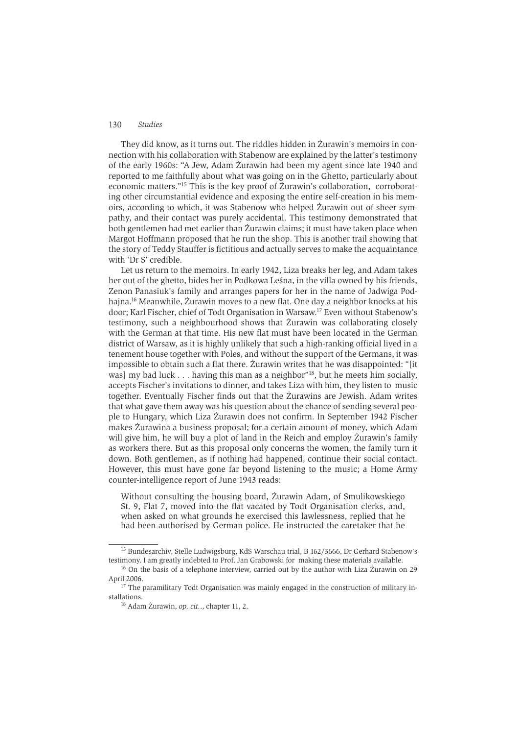They did know, as it turns out. The riddles hidden in Żurawin's memoirs in connection with his collaboration with Stabenow are explained by the latter's testimony of the early 1960s: "A Jew, Adam Żurawin had been my agent since late 1940 and reported to me faithfully about what was going on in the Ghetto, particularly about economic matters."[15] This is the key proof of Żurawin's collaboration, corroborating other circumstantial evidence and exposing the entire self-creation in his memoirs, according to which, it was Stabenow who helped Żurawin out of sheer sympathy, and their contact was purely accidental. This testimony demonstrated that both gentlemen had met earlier than Żurawin claims; it must have taken place when Margot Hoffmann proposed that he run the shop. This is another trail showing that the story of Teddy Stauffer is fictitious and actually serves to make the acquaintance with 'Dr S' credible.

Let us return to the memoirs. In early 1942, Liza breaks her leg, and Adam takes her out of the ghetto, hides her in Podkowa Leśna, in the villa owned by his friends, Zenon Panasiuk's family and arranges papers for her in the name of Jadwiga Podhajna.[16] Meanwhile, Żurawin moves to a new flat. One day a neighbor knocks at his door; Karl Fischer, chief of Todt Organisation in Warsaw.[17] Even without Stabenow's testimony, such a neighbourhood shows that Żurawin was collaborating closely with the German at that time. His new flat must have been located in the German district of Warsaw, as it is highly unlikely that such a high-ranking official lived in a tenement house together with Poles, and without the support of the Germans, it was impossible to obtain such a flat there. Żurawin writes that he was disappointed: "[it was] my bad luck . . . having this man as a neighbor"[18], but he meets him socially, accepts Fischer's invitations to dinner, and takes Liza with him, they listen to music together. Eventually Fischer finds out that the Żurawins are Jewish. Adam writes that what gave them away was his question about the chance of sending several people to Hungary, which Liza Żurawin does not confirm. In September 1942 Fischer makes Żurawina a business proposal; for a certain amount of money, which Adam will give him, he will buy a plot of land in the Reich and employ Żurawin's family as workers there. But as this proposal only concerns the women, the family turn it down. Both gentlemen, as if nothing had happened, continue their social contact. However, this must have gone far beyond listening to the music; a Home Army counter-intelligence report of June 1943 reads:

> Without consulting the housing board, Żurawin Adam, of Smulikowskiego St. 9, Flat 7, moved into the flat vacated by Todt Organisation clerks, and, when asked on what grounds he exercised this lawlessness, replied that he had been authorised by German police. He instructed the caretaker that he

---

[15] Bundesarchiv, Stelle Ludwigsburg, KdS Warschau trial, B 162/3666, Dr Gerhard Stabenow's testimony. I am greatly indebted to Prof. Jan Grabowski for making these materials available.

[16] On the basis of a telephone interview, carried out by the author with Liza Żurawin on 29 April 2006.

[17] The paramilitary Todt Organisation was mainly engaged in the construction of military installations.

[18] Adam Żurawin, *op. cit.*., chapter 11, 2.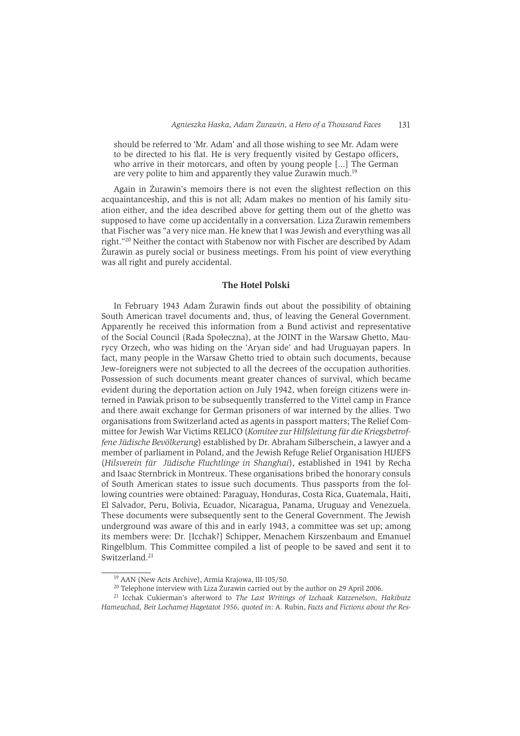should be referred to 'Mr. Adam' and all those wishing to see Mr. Adam were to be directed to his flat. He is very frequently visited by Gestapo officers, who arrive in their motorcars, and often by young people [...] The German are very polite to him and apparently they value Żurawin much.[19]

Again in Żurawin's memoirs there is not even the slightest reflection on this acquaintanceship, and this is not all; Adam makes no mention of his family situation either, and the idea described above for getting them out of the ghetto was supposed to have come up accidentally in a conversation. Liza Żurawin remembers that Fischer was "a very nice man. He knew that I was Jewish and everything was all right."[20] Neither the contact with Stabenow nor with Fischer are described by Adam Żurawin as purely social or business meetings. From his point of view everything was all right and purely accidental.

## The Hotel Polski

In February 1943 Adam Żurawin finds out about the possibility of obtaining South American travel documents and, thus, of leaving the General Government. Apparently he received this information from a Bund activist and representative of the Social Council (Rada Społeczna), at the JOINT in the Warsaw Ghetto, Maurycy Orzech, who was hiding on the 'Aryan side' and had Uruguayan papers. In fact, many people in the Warsaw Ghetto tried to obtain such documents, because Jew–foreigners were not subjected to all the decrees of the occupation authorities. Possession of such documents meant greater chances of survival, which became evident during the deportation action on July 1942, when foreign citizens were interned in Pawiak prison to be subsequently transferred to the Vittel camp in France and there await exchange for German prisoners of war interned by the allies. Two organisations from Switzerland acted as agents in passport matters; The Relief Committee for Jewish War Victims RELICO (*Komitee zur Hilfsleitung für die Kriegsbetroffene Jüdische Bevölkerung*) established by Dr. Abraham Silberschein, a lawyer and a member of parliament in Poland, and the Jewish Refuge Relief Organisation HIJEFS (*Hilsverein für Jüdische Fluchtlinge in Shanghai*), established in 1941 by Recha and Isaac Sternbrick in Montreux. These organisations bribed the honorary consuls of South American states to issue such documents. Thus passports from the following countries were obtained: Paraguay, Honduras, Costa Rica, Guatemala, Haiti, El Salvador, Peru, Bolivia, Ecuador, Nicaragua, Panama, Uruguay and Venezuela. These documents were subsequently sent to the General Government. The Jewish underground was aware of this and in early 1943, a committee was set up; among its members were: Dr. [Icchak?] Schipper, Menachem Kirszenbaum and Emanuel Ringelblum. This Committee compiled a list of people to be saved and sent it to Switzerland.[21]

---

[19] AAN (New Acts Archive), Armia Krajowa, III-105/50.

[20] Telephone interview with Liza Żurawin carried out by the author on 29 April 2006.

[21] Icchak Cukierman's afterword to *The Last Writings of Izchaak Katzenelson, Hakibutz Hameuchad, Beit Lochamej Hagetatot 1956, quoted in*: A. Rubin, *Facts and Fictions about the Res-*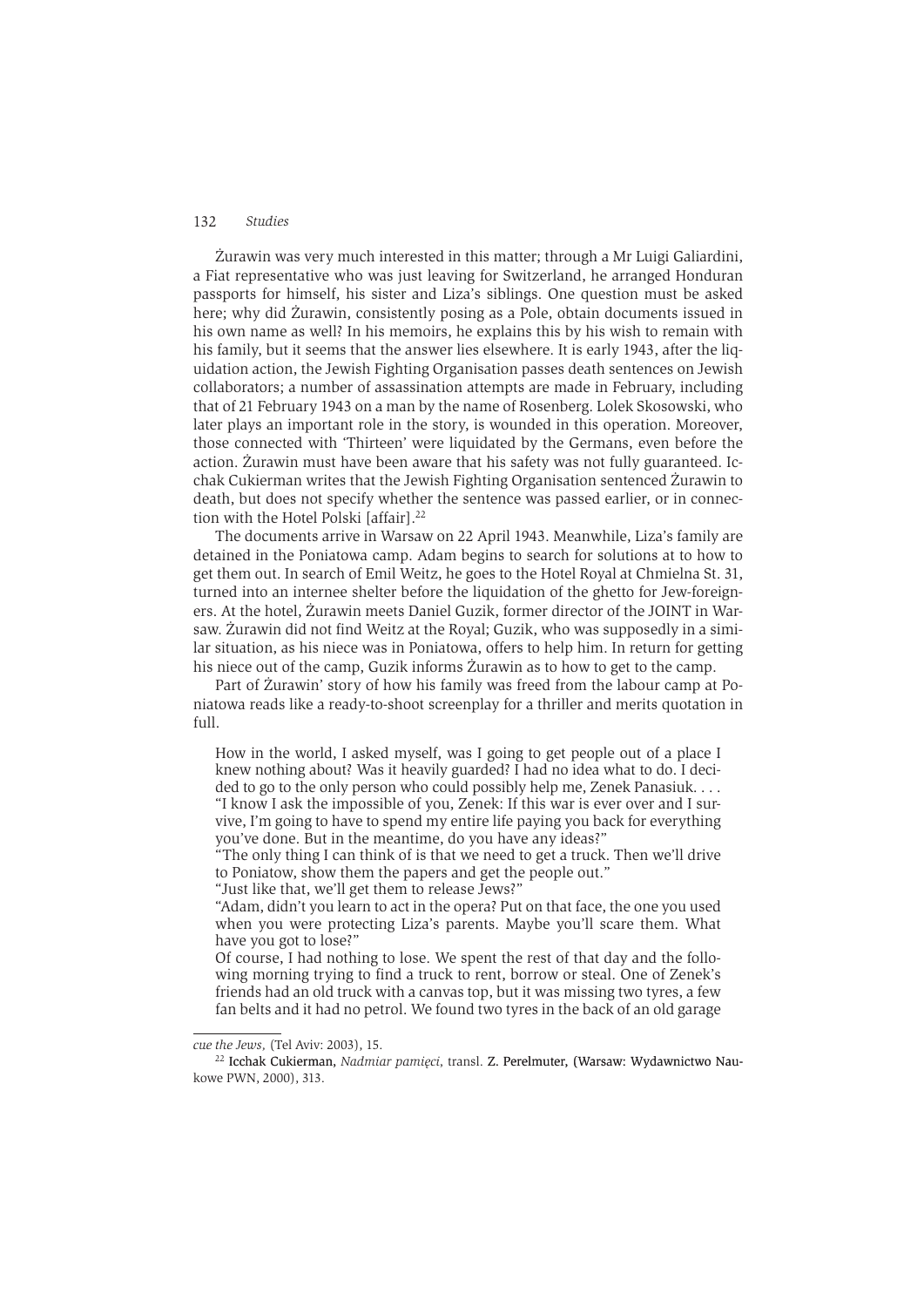Żurawin was very much interested in this matter; through a Mr Luigi Galiardini, a Fiat representative who was just leaving for Switzerland, he arranged Honduran passports for himself, his sister and Liza's siblings. One question must be asked here; why did Żurawin, consistently posing as a Pole, obtain documents issued in his own name as well? In his memoirs, he explains this by his wish to remain with his family, but it seems that the answer lies elsewhere. It is early 1943, after the liquidation action, the Jewish Fighting Organisation passes death sentences on Jewish collaborators; a number of assassination attempts are made in February, including that of 21 February 1943 on a man by the name of Rosenberg. Lolek Skosowski, who later plays an important role in the story, is wounded in this operation. Moreover, those connected with 'Thirteen' were liquidated by the Germans, even before the action. Żurawin must have been aware that his safety was not fully guaranteed. Icchak Cukierman writes that the Jewish Fighting Organisation sentenced Żurawin to death, but does not specify whether the sentence was passed earlier, or in connection with the Hotel Polski [affair].[22]

The documents arrive in Warsaw on 22 April 1943. Meanwhile, Liza's family are detained in the Poniatowa camp. Adam begins to search for solutions at to how to get them out. In search of Emil Weitz, he goes to the Hotel Royal at Chmielna St. 31, turned into an internee shelter before the liquidation of the ghetto for Jew-foreigners. At the hotel, Żurawin meets Daniel Guzik, former director of the JOINT in Warsaw. Żurawin did not find Weitz at the Royal; Guzik, who was supposedly in a similar situation, as his niece was in Poniatowa, offers to help him. In return for getting his niece out of the camp, Guzik informs Żurawin as to how to get to the camp.

Part of Żurawin' story of how his family was freed from the labour camp at Poniatowa reads like a ready-to-shoot screenplay for a thriller and merits quotation in full.

> How in the world, I asked myself, was I going to get people out of a place I knew nothing about? Was it heavily guarded? I had no idea what to do. I decided to go to the only person who could possibly help me, Zenek Panasiuk. . . .
> "I know I ask the impossible of you, Zenek: If this war is ever over and I survive, I'm going to have to spend my entire life paying you back for everything you've done. But in the meantime, do you have any ideas?"
> "The only thing I can think of is that we need to get a truck. Then we'll drive to Poniatow, show them the papers and get the people out."
> "Just like that, we'll get them to release Jews?"
> "Adam, didn't you learn to act in the opera? Put on that face, the one you used when you were protecting Liza's parents. Maybe you'll scare them. What have you got to lose?"
> Of course, I had nothing to lose. We spent the rest of that day and the following morning trying to find a truck to rent, borrow or steal. One of Zenek's friends had an old truck with a canvas top, but it was missing two tyres, a few fan belts and it had no petrol. We found two tyres in the back of an old garage

---

*cue the Jews,* (Tel Aviv: 2003), 15.

[22] Icchak Cukierman, *Nadmiar pamięci*, transl. Z. Perelmuter, (Warsaw: Wydawnictwo Naukowe PWN, 2000), 313.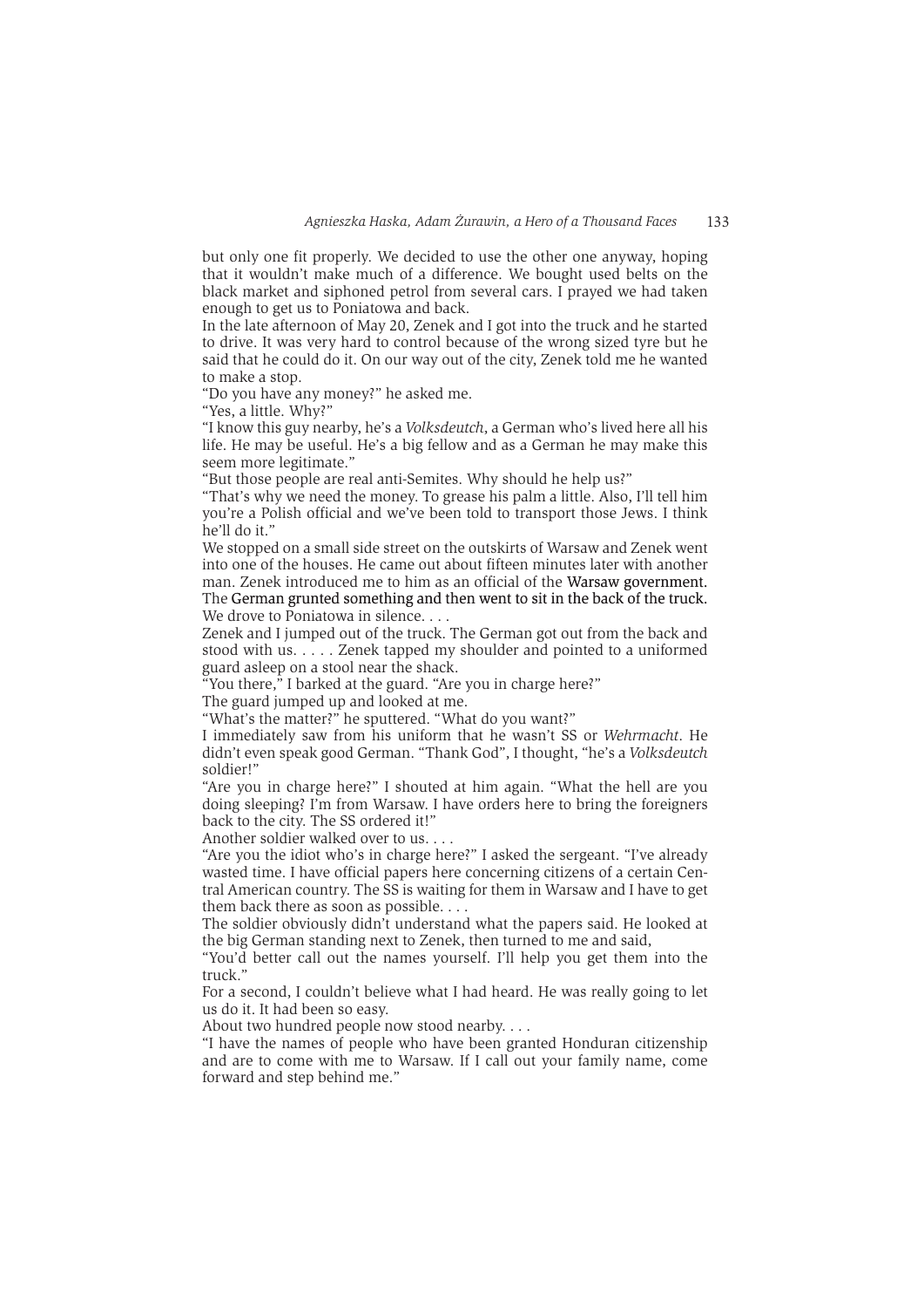but only one fit properly. We decided to use the other one anyway, hoping that it wouldn't make much of a difference. We bought used belts on the black market and siphoned petrol from several cars. I prayed we had taken enough to get us to Poniatowa and back.

In the late afternoon of May 20, Zenek and I got into the truck and he started to drive. It was very hard to control because of the wrong sized tyre but he said that he could do it. On our way out of the city, Zenek told me he wanted to make a stop.

"Do you have any money?" he asked me.

"Yes, a little. Why?"

"I know this guy nearby, he's a *Volksdeutch*, a German who's lived here all his life. He may be useful. He's a big fellow and as a German he may make this seem more legitimate."

"But those people are real anti-Semites. Why should he help us?"

"That's why we need the money. To grease his palm a little. Also, I'll tell him you're a Polish official and we've been told to transport those Jews. I think he'll do it."

We stopped on a small side street on the outskirts of Warsaw and Zenek went into one of the houses. He came out about fifteen minutes later with another man. Zenek introduced me to him as an official of the Warsaw government. The German grunted something and then went to sit in the back of the truck. We drove to Poniatowa in silence. . . .

Zenek and I jumped out of the truck. The German got out from the back and stood with us. . . . . Zenek tapped my shoulder and pointed to a uniformed guard asleep on a stool near the shack.

"You there," I barked at the guard. "Are you in charge here?"

The guard jumped up and looked at me.

"What's the matter?" he sputtered. "What do you want?"

I immediately saw from his uniform that he wasn't SS or *Wehrmacht*. He didn't even speak good German. "Thank God", I thought, "he's a *Volksdeutch* soldier!"

"Are you in charge here?" I shouted at him again. "What the hell are you doing sleeping? I'm from Warsaw. I have orders here to bring the foreigners back to the city. The SS ordered it!"

Another soldier walked over to us. . . .

"Are you the idiot who's in charge here?" I asked the sergeant. "I've already wasted time. I have official papers here concerning citizens of a certain Central American country. The SS is waiting for them in Warsaw and I have to get them back there as soon as possible. . . .

The soldier obviously didn't understand what the papers said. He looked at the big German standing next to Zenek, then turned to me and said,

"You'd better call out the names yourself. I'll help you get them into the truck."

For a second, I couldn't believe what I had heard. He was really going to let us do it. It had been so easy.

About two hundred people now stood nearby. . . .

"I have the names of people who have been granted Honduran citizenship and are to come with me to Warsaw. If I call out your family name, come forward and step behind me."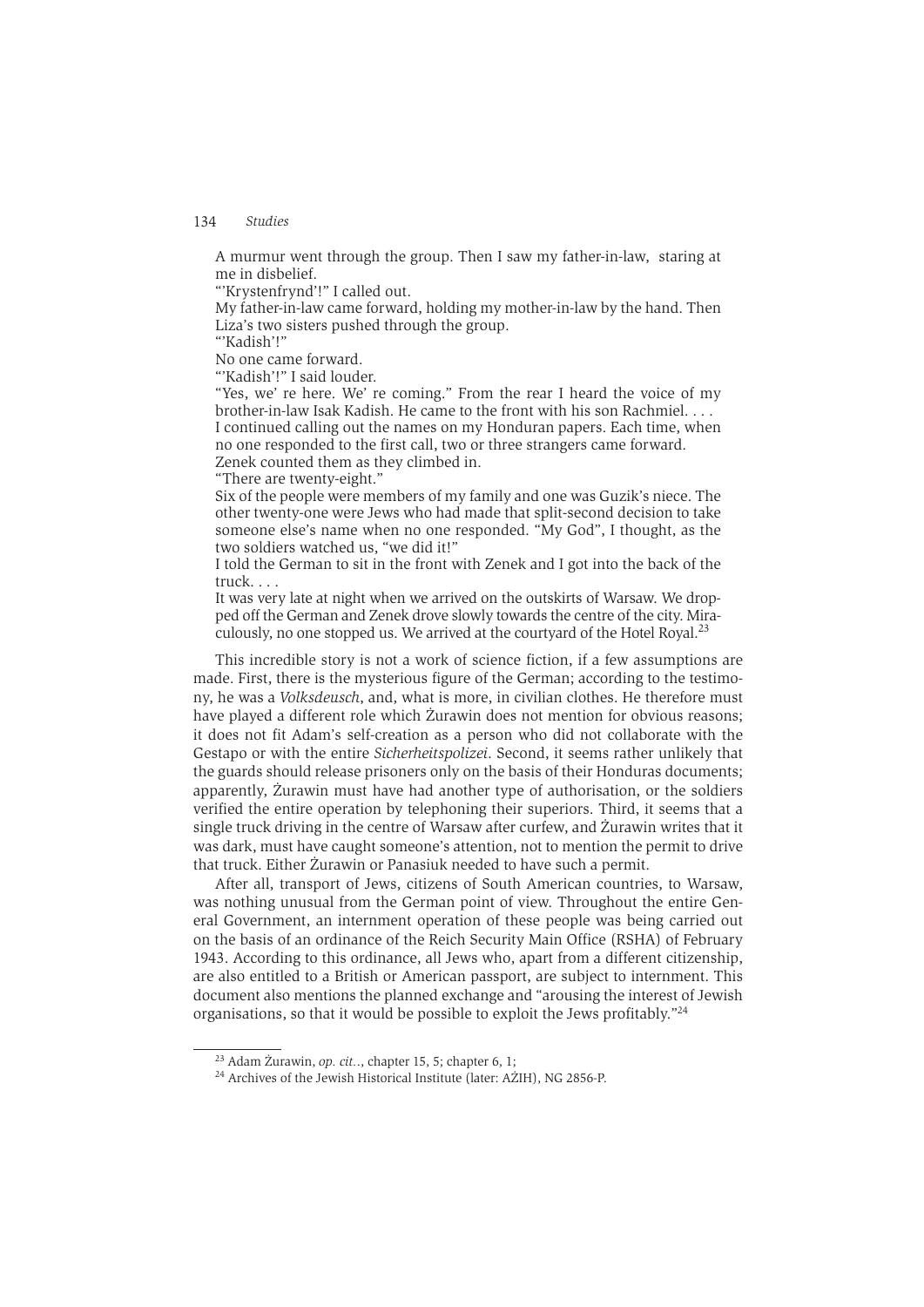> A murmur went through the group. Then I saw my father-in-law, staring at me in disbelief.
> "'Krystenfrynd'!" I called out.
> My father-in-law came forward, holding my mother-in-law by the hand. Then Liza's two sisters pushed through the group.
> "'Kadish'!"
> No one came forward.
> "'Kadish'!" I said louder.
> "Yes, we' re here. We' re coming." From the rear I heard the voice of my brother-in-law Isak Kadish. He came to the front with his son Rachmiel. . . .
> I continued calling out the names on my Honduran papers. Each time, when no one responded to the first call, two or three strangers came forward.
> Zenek counted them as they climbed in.
> "There are twenty-eight."
> Six of the people were members of my family and one was Guzik's niece. The other twenty-one were Jews who had made that split-second decision to take someone else's name when no one responded. "My God", I thought, as the two soldiers watched us, "we did it!"
> I told the German to sit in the front with Zenek and I got into the back of the truck. . . .
> It was very late at night when we arrived on the outskirts of Warsaw. We dropped off the German and Zenek drove slowly towards the centre of the city. Miraculously, no one stopped us. We arrived at the courtyard of the Hotel Royal.[23]

This incredible story is not a work of science fiction, if a few assumptions are made. First, there is the mysterious figure of the German; according to the testimony, he was a *Volksdeusch*, and, what is more, in civilian clothes. He therefore must have played a different role which Żurawin does not mention for obvious reasons; it does not fit Adam's self-creation as a person who did not collaborate with the Gestapo or with the entire *Sicherheitspolizei*. Second, it seems rather unlikely that the guards should release prisoners only on the basis of their Honduras documents; apparently, Żurawin must have had another type of authorisation, or the soldiers verified the entire operation by telephoning their superiors. Third, it seems that a single truck driving in the centre of Warsaw after curfew, and Żurawin writes that it was dark, must have caught someone's attention, not to mention the permit to drive that truck. Either Żurawin or Panasiuk needed to have such a permit.

After all, transport of Jews, citizens of South American countries, to Warsaw, was nothing unusual from the German point of view. Throughout the entire General Government, an internment operation of these people was being carried out on the basis of an ordinance of the Reich Security Main Office (RSHA) of February 1943. According to this ordinance, all Jews who, apart from a different citizenship, are also entitled to a British or American passport, are subject to internment. This document also mentions the planned exchange and "arousing the interest of Jewish organisations, so that it would be possible to exploit the Jews profitably."[24]

---

[23] Adam Żurawin, *op. cit.*, chapter 15, 5; chapter 6, 1;

[24] Archives of the Jewish Historical Institute (later: AŻIH), NG 2856-P.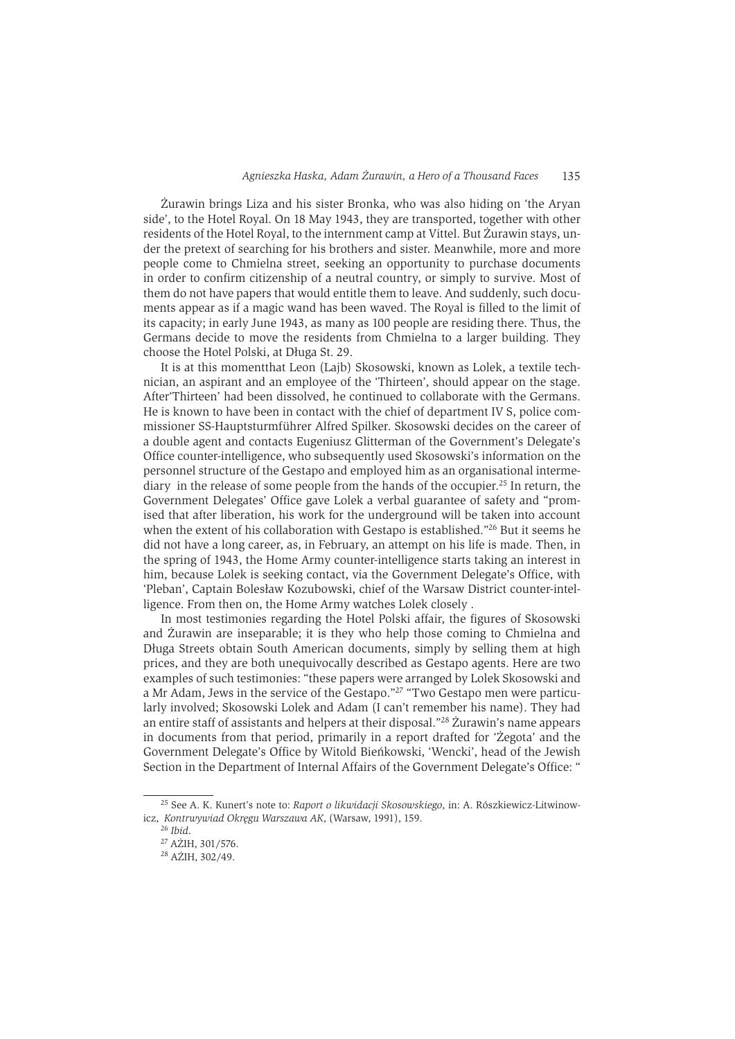Żurawin brings Liza and his sister Bronka, who was also hiding on 'the Aryan side', to the Hotel Royal. On 18 May 1943, they are transported, together with other residents of the Hotel Royal, to the internment camp at Vittel. But Żurawin stays, under the pretext of searching for his brothers and sister. Meanwhile, more and more people come to Chmielna street, seeking an opportunity to purchase documents in order to confirm citizenship of a neutral country, or simply to survive. Most of them do not have papers that would entitle them to leave. And suddenly, such documents appear as if a magic wand has been waved. The Royal is filled to the limit of its capacity; in early June 1943, as many as 100 people are residing there. Thus, the Germans decide to move the residents from Chmielna to a larger building. They choose the Hotel Polski, at Długa St. 29.

It is at this momentthat Leon (Lajb) Skosowski, known as Lolek, a textile technician, an aspirant and an employee of the 'Thirteen', should appear on the stage. After'Thirteen' had been dissolved, he continued to collaborate with the Germans. He is known to have been in contact with the chief of department IV S, police commissioner SS-Hauptsturmführer Alfred Spilker. Skosowski decides on the career of a double agent and contacts Eugeniusz Glitterman of the Government's Delegate's Office counter-intelligence, who subsequently used Skosowski's information on the personnel structure of the Gestapo and employed him as an organisational intermediary in the release of some people from the hands of the occupier.[25] In return, the Government Delegates' Office gave Lolek a verbal guarantee of safety and "promised that after liberation, his work for the underground will be taken into account when the extent of his collaboration with Gestapo is established."[26] But it seems he did not have a long career, as, in February, an attempt on his life is made. Then, in the spring of 1943, the Home Army counter-intelligence starts taking an interest in him, because Lolek is seeking contact, via the Government Delegate's Office, with 'Pleban', Captain Bolesław Kozubowski, chief of the Warsaw District counter-intelligence. From then on, the Home Army watches Lolek closely .

In most testimonies regarding the Hotel Polski affair, the figures of Skosowski and Żurawin are inseparable; it is they who help those coming to Chmielna and Długa Streets obtain South American documents, simply by selling them at high prices, and they are both unequivocally described as Gestapo agents. Here are two examples of such testimonies: "these papers were arranged by Lolek Skosowski and a Mr Adam, Jews in the service of the Gestapo."[27] "Two Gestapo men were particularly involved; Skosowski Lolek and Adam (I can't remember his name). They had an entire staff of assistants and helpers at their disposal."[28] Żurawin's name appears in documents from that period, primarily in a report drafted for 'Żegota' and the Government Delegate's Office by Witold Bieńkowski, 'Wencki', head of the Jewish Section in the Department of Internal Affairs of the Government Delegate's Office: "

---

[25] See A. K. Kunert's note to: *Raport o likwidacji Skosowskiego*, in: A. Rószkiewicz-Litwinowicz, *Kontrwywiad Okręgu Warszawa AK*, (Warsaw, 1991), 159.

[26] *Ibid.*

[27] AŻIH, 301/576.

[28] AŻIH, 302/49.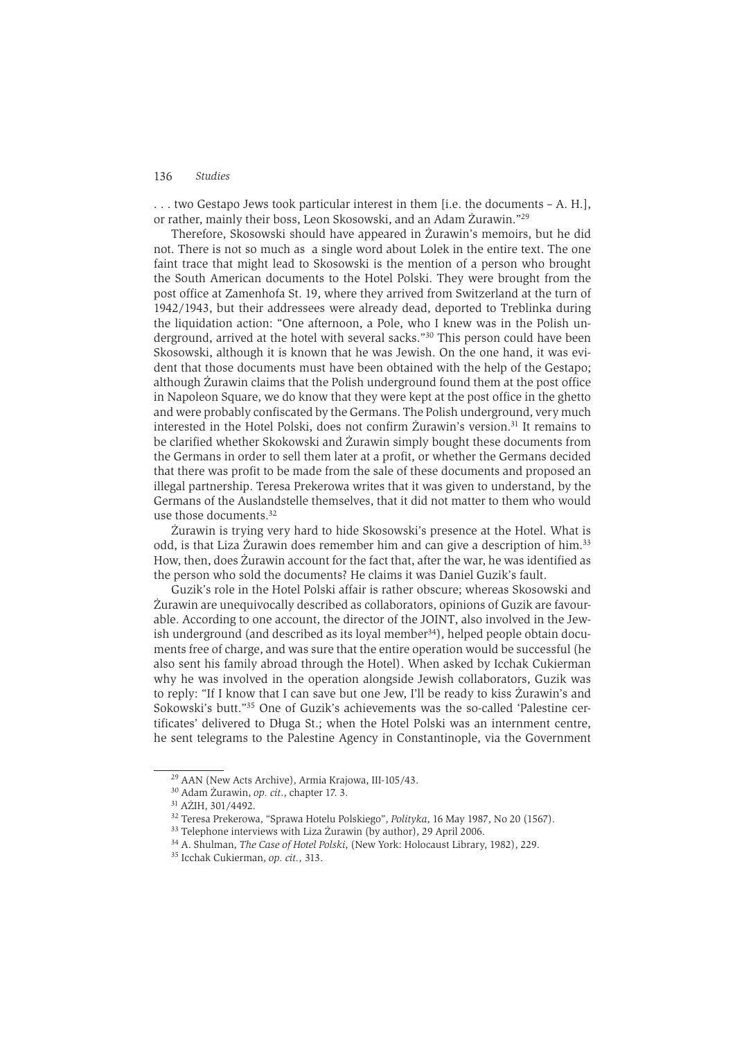. . . two Gestapo Jews took particular interest in them [i.e. the documents – A. H.], or rather, mainly their boss, Leon Skosowski, and an Adam Żurawin."[29]

Therefore, Skosowski should have appeared in Żurawin's memoirs, but he did not. There is not so much as a single word about Lolek in the entire text. The one faint trace that might lead to Skosowski is the mention of a person who brought the South American documents to the Hotel Polski. They were brought from the post office at Zamenhofa St. 19, where they arrived from Switzerland at the turn of 1942/1943, but their addressees were already dead, deported to Treblinka during the liquidation action: "One afternoon, a Pole, who I knew was in the Polish underground, arrived at the hotel with several sacks."[30] This person could have been Skosowski, although it is known that he was Jewish. On the one hand, it was evident that those documents must have been obtained with the help of the Gestapo; although Żurawin claims that the Polish underground found them at the post office in Napoleon Square, we do know that they were kept at the post office in the ghetto and were probably confiscated by the Germans. The Polish underground, very much interested in the Hotel Polski, does not confirm Żurawin's version.[31] It remains to be clarified whether Skokowski and Żurawin simply bought these documents from the Germans in order to sell them later at a profit, or whether the Germans decided that there was profit to be made from the sale of these documents and proposed an illegal partnership. Teresa Prekerowa writes that it was given to understand, by the Germans of the Auslandstelle themselves, that it did not matter to them who would use those documents.[32]

Żurawin is trying very hard to hide Skosowski's presence at the Hotel. What is odd, is that Liza Żurawin does remember him and can give a description of him.[33] How, then, does Żurawin account for the fact that, after the war, he was identified as the person who sold the documents? He claims it was Daniel Guzik's fault.

Guzik's role in the Hotel Polski affair is rather obscure; whereas Skosowski and Żurawin are unequivocally described as collaborators, opinions of Guzik are favourable. According to one account, the director of the JOINT, also involved in the Jewish underground (and described as its loyal member[34]), helped people obtain documents free of charge, and was sure that the entire operation would be successful (he also sent his family abroad through the Hotel). When asked by Icchak Cukierman why he was involved in the operation alongside Jewish collaborators, Guzik was to reply: "If I know that I can save but one Jew, I'll be ready to kiss Żurawin's and Sokowski's butt."[35] One of Guzik's achievements was the so-called 'Palestine certificates' delivered to Długa St.; when the Hotel Polski was an internment centre, he sent telegrams to the Palestine Agency in Constantinople, via the Government

---

[29] AAN (New Acts Archive), Armia Krajowa, III-105/43.

[30] Adam Żurawin, *op. cit.*, chapter 17. 3.

[31] AŻIH, 301/4492.

[32] Teresa Prekerowa, "Sprawa Hotelu Polskiego", *Polityka*, 16 May 1987, No 20 (1567).

[33] Telephone interviews with Liza Żurawin (by author), 29 April 2006.

[34] A. Shulman, *The Case of Hotel Polski*, (New York: Holocaust Library, 1982), 229.

[35] Icchak Cukierman, *op. cit.*, 313.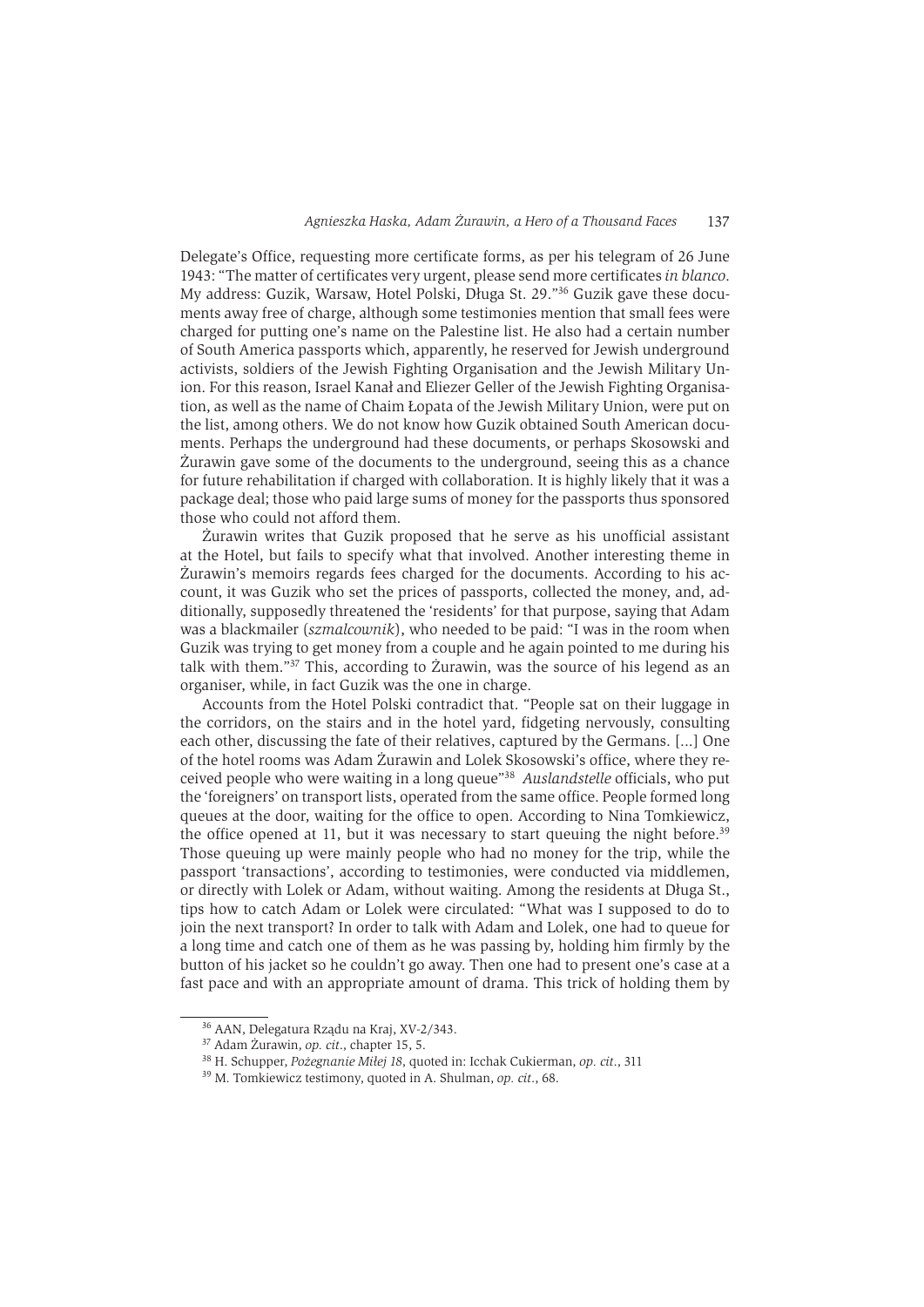Delegate's Office, requesting more certificate forms, as per his telegram of 26 June 1943: "The matter of certificates very urgent, please send more certificates *in blanco*. My address: Guzik, Warsaw, Hotel Polski, Długa St. 29."[36] Guzik gave these documents away free of charge, although some testimonies mention that small fees were charged for putting one's name on the Palestine list. He also had a certain number of South America passports which, apparently, he reserved for Jewish underground activists, soldiers of the Jewish Fighting Organisation and the Jewish Military Union. For this reason, Israel Kanał and Eliezer Geller of the Jewish Fighting Organisation, as well as the name of Chaim Łopata of the Jewish Military Union, were put on the list, among others. We do not know how Guzik obtained South American documents. Perhaps the underground had these documents, or perhaps Skosowski and Żurawin gave some of the documents to the underground, seeing this as a chance for future rehabilitation if charged with collaboration. It is highly likely that it was a package deal; those who paid large sums of money for the passports thus sponsored those who could not afford them.

Żurawin writes that Guzik proposed that he serve as his unofficial assistant at the Hotel, but fails to specify what that involved. Another interesting theme in Żurawin's memoirs regards fees charged for the documents. According to his account, it was Guzik who set the prices of passports, collected the money, and, additionally, supposedly threatened the 'residents' for that purpose, saying that Adam was a blackmailer (*szmalcownik*), who needed to be paid: "I was in the room when Guzik was trying to get money from a couple and he again pointed to me during his talk with them."[37] This, according to Żurawin, was the source of his legend as an organiser, while, in fact Guzik was the one in charge.

Accounts from the Hotel Polski contradict that. "People sat on their luggage in the corridors, on the stairs and in the hotel yard, fidgeting nervously, consulting each other, discussing the fate of their relatives, captured by the Germans. [...] One of the hotel rooms was Adam Żurawin and Lolek Skosowski's office, where they received people who were waiting in a long queue"[38] *Auslandstelle* officials, who put the 'foreigners' on transport lists, operated from the same office. People formed long queues at the door, waiting for the office to open. According to Nina Tomkiewicz, the office opened at 11, but it was necessary to start queuing the night before.[39] Those queuing up were mainly people who had no money for the trip, while the passport 'transactions', according to testimonies, were conducted via middlemen, or directly with Lolek or Adam, without waiting. Among the residents at Długa St., tips how to catch Adam or Lolek were circulated: "What was I supposed to do to join the next transport? In order to talk with Adam and Lolek, one had to queue for a long time and catch one of them as he was passing by, holding him firmly by the button of his jacket so he couldn't go away. Then one had to present one's case at a fast pace and with an appropriate amount of drama. This trick of holding them by

---

[36] AAN, Delegatura Rządu na Kraj, XV-2/343.

[37] Adam Żurawin, *op. cit.*, chapter 15, 5.

[38] H. Schupper, *Pożegnanie Miłej 18*, quoted in: Icchak Cukierman, *op. cit.*, 311

[39] M. Tomkiewicz testimony, quoted in A. Shulman, *op. cit.*, 68.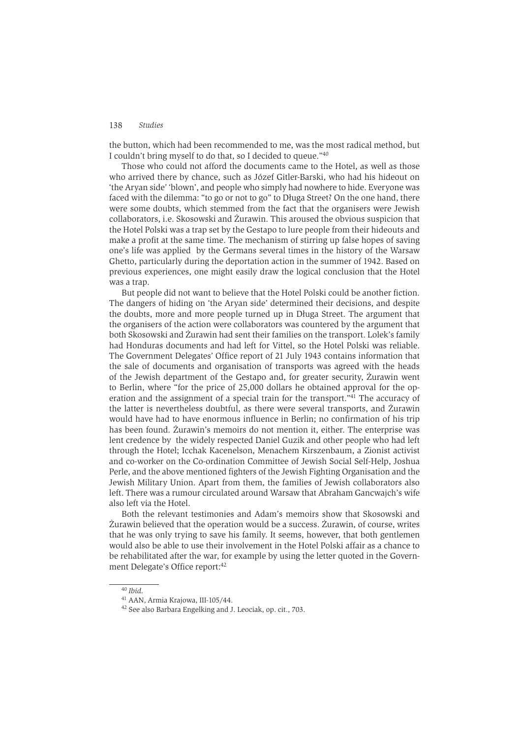the button, which had been recommended to me, was the most radical method, but I couldn't bring myself to do that, so I decided to queue."[40]

Those who could not afford the documents came to the Hotel, as well as those who arrived there by chance, such as Józef Gitler-Barski, who had his hideout on 'the Aryan side' 'blown', and people who simply had nowhere to hide. Everyone was faced with the dilemma: "to go or not to go" to Długa Street? On the one hand, there were some doubts, which stemmed from the fact that the organisers were Jewish collaborators, i.e. Skosowski and Żurawin. This aroused the obvious suspicion that the Hotel Polski was a trap set by the Gestapo to lure people from their hideouts and make a profit at the same time. The mechanism of stirring up false hopes of saving one's life was applied by the Germans several times in the history of the Warsaw Ghetto, particularly during the deportation action in the summer of 1942. Based on previous experiences, one might easily draw the logical conclusion that the Hotel was a trap.

But people did not want to believe that the Hotel Polski could be another fiction. The dangers of hiding on 'the Aryan side' determined their decisions, and despite the doubts, more and more people turned up in Długa Street. The argument that the organisers of the action were collaborators was countered by the argument that both Skosowski and Żurawin had sent their families on the transport. Lolek's family had Honduras documents and had left for Vittel, so the Hotel Polski was reliable. The Government Delegates' Office report of 21 July 1943 contains information that the sale of documents and organisation of transports was agreed with the heads of the Jewish department of the Gestapo and, for greater security, Żurawin went to Berlin, where "for the price of 25,000 dollars he obtained approval for the operation and the assignment of a special train for the transport."[41] The accuracy of the latter is nevertheless doubtful, as there were several transports, and Żurawin would have had to have enormous influence in Berlin; no confirmation of his trip has been found. Żurawin's memoirs do not mention it, either. The enterprise was lent credence by the widely respected Daniel Guzik and other people who had left through the Hotel; Icchak Kacenelson, Menachem Kirszenbaum, a Zionist activist and co-worker on the Co-ordination Committee of Jewish Social Self-Help, Joshua Perle, and the above mentioned fighters of the Jewish Fighting Organisation and the Jewish Military Union. Apart from them, the families of Jewish collaborators also left. There was a rumour circulated around Warsaw that Abraham Gancwajch's wife also left via the Hotel.

Both the relevant testimonies and Adam's memoirs show that Skosowski and Żurawin believed that the operation would be a success. Żurawin, of course, writes that he was only trying to save his family. It seems, however, that both gentlemen would also be able to use their involvement in the Hotel Polski affair as a chance to be rehabilitated after the war, for example by using the letter quoted in the Government Delegate's Office report:[42]

---

[40] *Ibid.*

[41] AAN, Armia Krajowa, III-105/44.

[42] See also Barbara Engelking and J. Leociak, op. cit., 703.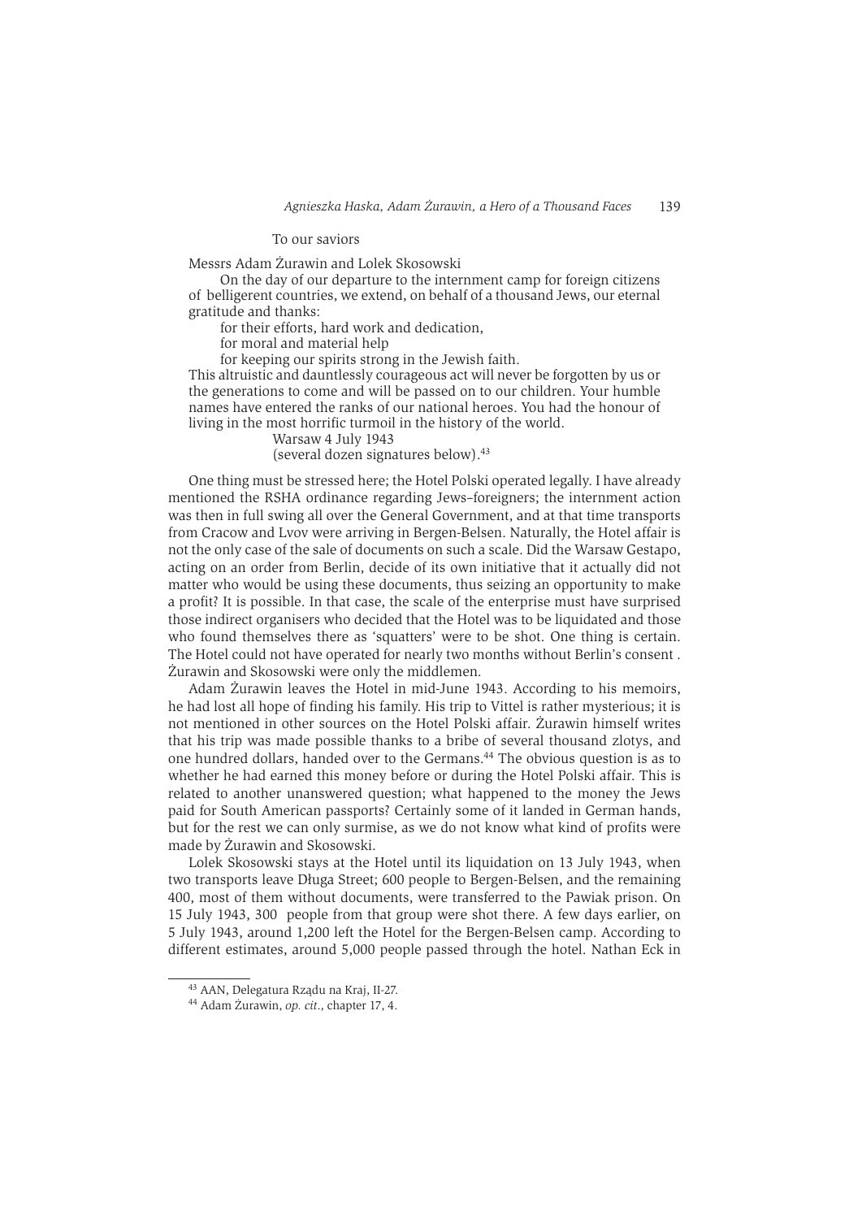To our saviors

Messrs Adam Żurawin and Lolek Skosowski

On the day of our departure to the internment camp for foreign citizens of belligerent countries, we extend, on behalf of a thousand Jews, our eternal gratitude and thanks:

for their efforts, hard work and dedication,

for moral and material help

for keeping our spirits strong in the Jewish faith.

This altruistic and dauntlessly courageous act will never be forgotten by us or the generations to come and will be passed on to our children. Your humble names have entered the ranks of our national heroes. You had the honour of living in the most horrific turmoil in the history of the world.

Warsaw 4 July 1943

(several dozen signatures below).[43]

One thing must be stressed here; the Hotel Polski operated legally. I have already mentioned the RSHA ordinance regarding Jews–foreigners; the internment action was then in full swing all over the General Government, and at that time transports from Cracow and Lvov were arriving in Bergen-Belsen. Naturally, the Hotel affair is not the only case of the sale of documents on such a scale. Did the Warsaw Gestapo, acting on an order from Berlin, decide of its own initiative that it actually did not matter who would be using these documents, thus seizing an opportunity to make a profit? It is possible. In that case, the scale of the enterprise must have surprised those indirect organisers who decided that the Hotel was to be liquidated and those who found themselves there as 'squatters' were to be shot. One thing is certain. The Hotel could not have operated for nearly two months without Berlin's consent . Żurawin and Skosowski were only the middlemen.

Adam Żurawin leaves the Hotel in mid-June 1943. According to his memoirs, he had lost all hope of finding his family. His trip to Vittel is rather mysterious; it is not mentioned in other sources on the Hotel Polski affair. Żurawin himself writes that his trip was made possible thanks to a bribe of several thousand zlotys, and one hundred dollars, handed over to the Germans.[44] The obvious question is as to whether he had earned this money before or during the Hotel Polski affair. This is related to another unanswered question; what happened to the money the Jews paid for South American passports? Certainly some of it landed in German hands, but for the rest we can only surmise, as we do not know what kind of profits were made by Żurawin and Skosowski.

Lolek Skosowski stays at the Hotel until its liquidation on 13 July 1943, when two transports leave Długa Street; 600 people to Bergen-Belsen, and the remaining 400, most of them without documents, were transferred to the Pawiak prison. On 15 July 1943, 300 people from that group were shot there. A few days earlier, on 5 July 1943, around 1,200 left the Hotel for the Bergen-Belsen camp. According to different estimates, around 5,000 people passed through the hotel. Nathan Eck in

[43] AAN, Delegatura Rządu na Kraj, II-27.

[44] Adam Żurawin, *op. cit*., chapter 17, 4.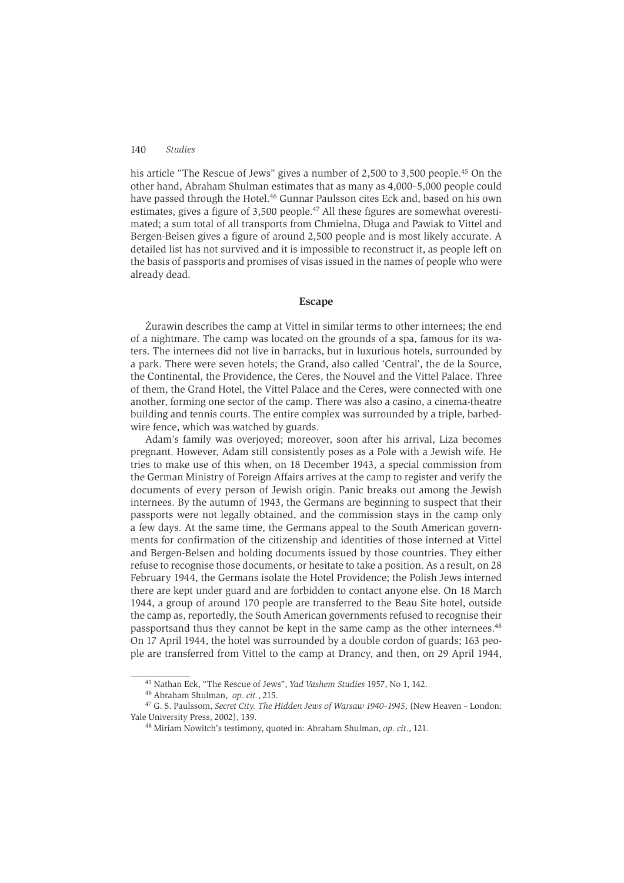his article "The Rescue of Jews" gives a number of 2,500 to 3,500 people.[45] On the other hand, Abraham Shulman estimates that as many as 4,000–5,000 people could have passed through the Hotel.[46] Gunnar Paulsson cites Eck and, based on his own estimates, gives a figure of 3,500 people.[47] All these figures are somewhat overestimated; a sum total of all transports from Chmielna, Długa and Pawiak to Vittel and Bergen-Belsen gives a figure of around 2,500 people and is most likely accurate. A detailed list has not survived and it is impossible to reconstruct it, as people left on the basis of passports and promises of visas issued in the names of people who were already dead.

## Escape

Żurawin describes the camp at Vittel in similar terms to other internees; the end of a nightmare. The camp was located on the grounds of a spa, famous for its waters. The internees did not live in barracks, but in luxurious hotels, surrounded by a park. There were seven hotels; the Grand, also called 'Central', the de la Source, the Continental, the Providence, the Ceres, the Nouvel and the Vittel Palace. Three of them, the Grand Hotel, the Vittel Palace and the Ceres, were connected with one another, forming one sector of the camp. There was also a casino, a cinema-theatre building and tennis courts. The entire complex was surrounded by a triple, barbed-wire fence, which was watched by guards.

Adam's family was overjoyed; moreover, soon after his arrival, Liza becomes pregnant. However, Adam still consistently poses as a Pole with a Jewish wife. He tries to make use of this when, on 18 December 1943, a special commission from the German Ministry of Foreign Affairs arrives at the camp to register and verify the documents of every person of Jewish origin. Panic breaks out among the Jewish internees. By the autumn of 1943, the Germans are beginning to suspect that their passports were not legally obtained, and the commission stays in the camp only a few days. At the same time, the Germans appeal to the South American governments for confirmation of the citizenship and identities of those interned at Vittel and Bergen-Belsen and holding documents issued by those countries. They either refuse to recognise those documents, or hesitate to take a position. As a result, on 28 February 1944, the Germans isolate the Hotel Providence; the Polish Jews interned there are kept under guard and are forbidden to contact anyone else. On 18 March 1944, a group of around 170 people are transferred to the Beau Site hotel, outside the camp as, reportedly, the South American governments refused to recognise their passportsand thus they cannot be kept in the same camp as the other internees.[48] On 17 April 1944, the hotel was surrounded by a double cordon of guards; 163 people are transferred from Vittel to the camp at Drancy, and then, on 29 April 1944,

---

[45] Nathan Eck, "The Rescue of Jews", *Yad Vashem Studies* 1957, No 1, 142.

[46] Abraham Shulman, *op. cit.*, 215.

[47] G. S. Paulssom, *Secret City. The Hidden Jews of Warsaw 1940–1945*, (New Heaven – London: Yale University Press, 2002), 139.

[48] Miriam Nowitch's testimony, quoted in: Abraham Shulman, *op. cit.*, 121.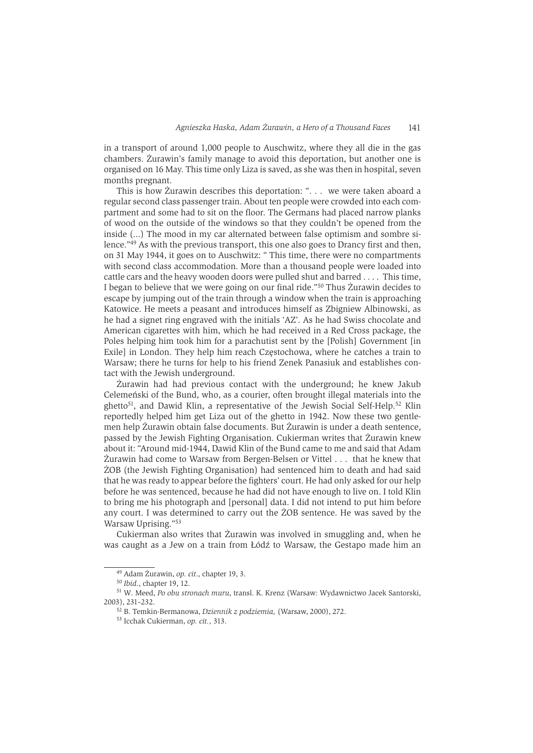in a transport of around 1,000 people to Auschwitz, where they all die in the gas chambers. Żurawin's family manage to avoid this deportation, but another one is organised on 16 May. This time only Liza is saved, as she was then in hospital, seven months pregnant.

This is how Żurawin describes this deportation: ". . . we were taken aboard a regular second class passenger train. About ten people were crowded into each compartment and some had to sit on the floor. The Germans had placed narrow planks of wood on the outside of the windows so that they couldn't be opened from the inside (...) The mood in my car alternated between false optimism and sombre silence."[49] As with the previous transport, this one also goes to Drancy first and then, on 31 May 1944, it goes on to Auschwitz: " This time, there were no compartments with second class accommodation. More than a thousand people were loaded into cattle cars and the heavy wooden doors were pulled shut and barred . . . . This time, I began to believe that we were going on our final ride."[50] Thus Żurawin decides to escape by jumping out of the train through a window when the train is approaching Katowice. He meets a peasant and introduces himself as Zbigniew Albinowski, as he had a signet ring engraved with the initials 'AZ'. As he had Swiss chocolate and American cigarettes with him, which he had received in a Red Cross package, the Poles helping him took him for a parachutist sent by the [Polish] Government [in Exile] in London. They help him reach Częstochowa, where he catches a train to Warsaw; there he turns for help to his friend Zenek Panasiuk and establishes contact with the Jewish underground.

Żurawin had had previous contact with the underground; he knew Jakub Celemeński of the Bund, who, as a courier, often brought illegal materials into the ghetto[51], and Dawid Klin, a representative of the Jewish Social Self-Help.[52] Klin reportedly helped him get Liza out of the ghetto in 1942. Now these two gentlemen help Żurawin obtain false documents. But Żurawin is under a death sentence, passed by the Jewish Fighting Organisation. Cukierman writes that Żurawin knew about it: "Around mid-1944, Dawid Klin of the Bund came to me and said that Adam Żurawin had come to Warsaw from Bergen-Belsen or Vittel . . . that he knew that ŻOB (the Jewish Fighting Organisation) had sentenced him to death and had said that he was ready to appear before the fighters' court. He had only asked for our help before he was sentenced, because he had did not have enough to live on. I told Klin to bring me his photograph and [personal] data. I did not intend to put him before any court. I was determined to carry out the ŻOB sentence. He was saved by the Warsaw Uprising."[53]

Cukierman also writes that Żurawin was involved in smuggling and, when he was caught as a Jew on a train from Łódź to Warsaw, the Gestapo made him an

---

[49] Adam Żurawin, *op. cit.*, chapter 19, 3.

[50] *Ibid.*, chapter 19, 12.

[51] W. Meed, *Po obu stronach muru*, transl. K. Krenz (Warsaw: Wydawnictwo Jacek Santorski, 2003), 231–232.

[52] B. Temkin-Bermanowa, *Dziennik z podziemia,* (Warsaw, 2000), 272.

[53] Icchak Cukierman, *op. cit.,* 313.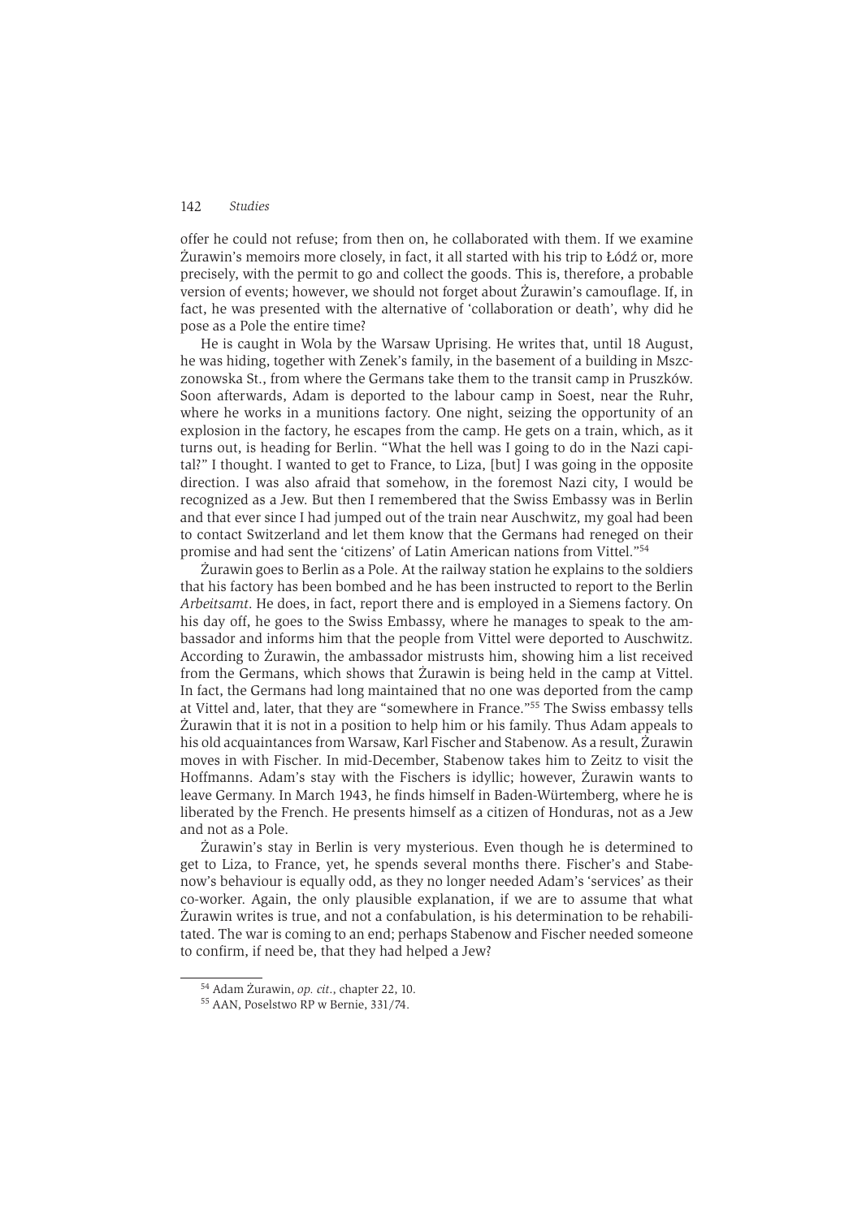offer he could not refuse; from then on, he collaborated with them. If we examine Żurawin's memoirs more closely, in fact, it all started with his trip to Łódź or, more precisely, with the permit to go and collect the goods. This is, therefore, a probable version of events; however, we should not forget about Żurawin's camouflage. If, in fact, he was presented with the alternative of 'collaboration or death', why did he pose as a Pole the entire time?

He is caught in Wola by the Warsaw Uprising. He writes that, until 18 August, he was hiding, together with Zenek's family, in the basement of a building in Mszczonowska St., from where the Germans take them to the transit camp in Pruszków. Soon afterwards, Adam is deported to the labour camp in Soest, near the Ruhr, where he works in a munitions factory. One night, seizing the opportunity of an explosion in the factory, he escapes from the camp. He gets on a train, which, as it turns out, is heading for Berlin. "What the hell was I going to do in the Nazi capital?" I thought. I wanted to get to France, to Liza, [but] I was going in the opposite direction. I was also afraid that somehow, in the foremost Nazi city, I would be recognized as a Jew. But then I remembered that the Swiss Embassy was in Berlin and that ever since I had jumped out of the train near Auschwitz, my goal had been to contact Switzerland and let them know that the Germans had reneged on their promise and had sent the 'citizens' of Latin American nations from Vittel."[54]

Żurawin goes to Berlin as a Pole. At the railway station he explains to the soldiers that his factory has been bombed and he has been instructed to report to the Berlin *Arbeitsamt*. He does, in fact, report there and is employed in a Siemens factory. On his day off, he goes to the Swiss Embassy, where he manages to speak to the ambassador and informs him that the people from Vittel were deported to Auschwitz. According to Żurawin, the ambassador mistrusts him, showing him a list received from the Germans, which shows that Żurawin is being held in the camp at Vittel. In fact, the Germans had long maintained that no one was deported from the camp at Vittel and, later, that they are "somewhere in France."[55] The Swiss embassy tells Żurawin that it is not in a position to help him or his family. Thus Adam appeals to his old acquaintances from Warsaw, Karl Fischer and Stabenow. As a result, Żurawin moves in with Fischer. In mid-December, Stabenow takes him to Zeitz to visit the Hoffmanns. Adam's stay with the Fischers is idyllic; however, Żurawin wants to leave Germany. In March 1943, he finds himself in Baden-Würtemberg, where he is liberated by the French. He presents himself as a citizen of Honduras, not as a Jew and not as a Pole.

Żurawin's stay in Berlin is very mysterious. Even though he is determined to get to Liza, to France, yet, he spends several months there. Fischer's and Stabenow's behaviour is equally odd, as they no longer needed Adam's 'services' as their co-worker. Again, the only plausible explanation, if we are to assume that what Żurawin writes is true, and not a confabulation, is his determination to be rehabilitated. The war is coming to an end; perhaps Stabenow and Fischer needed someone to confirm, if need be, that they had helped a Jew?

[54] Adam Żurawin, *op. cit*., chapter 22, 10.

[55] AAN, Poselstwo RP w Bernie, 331/74.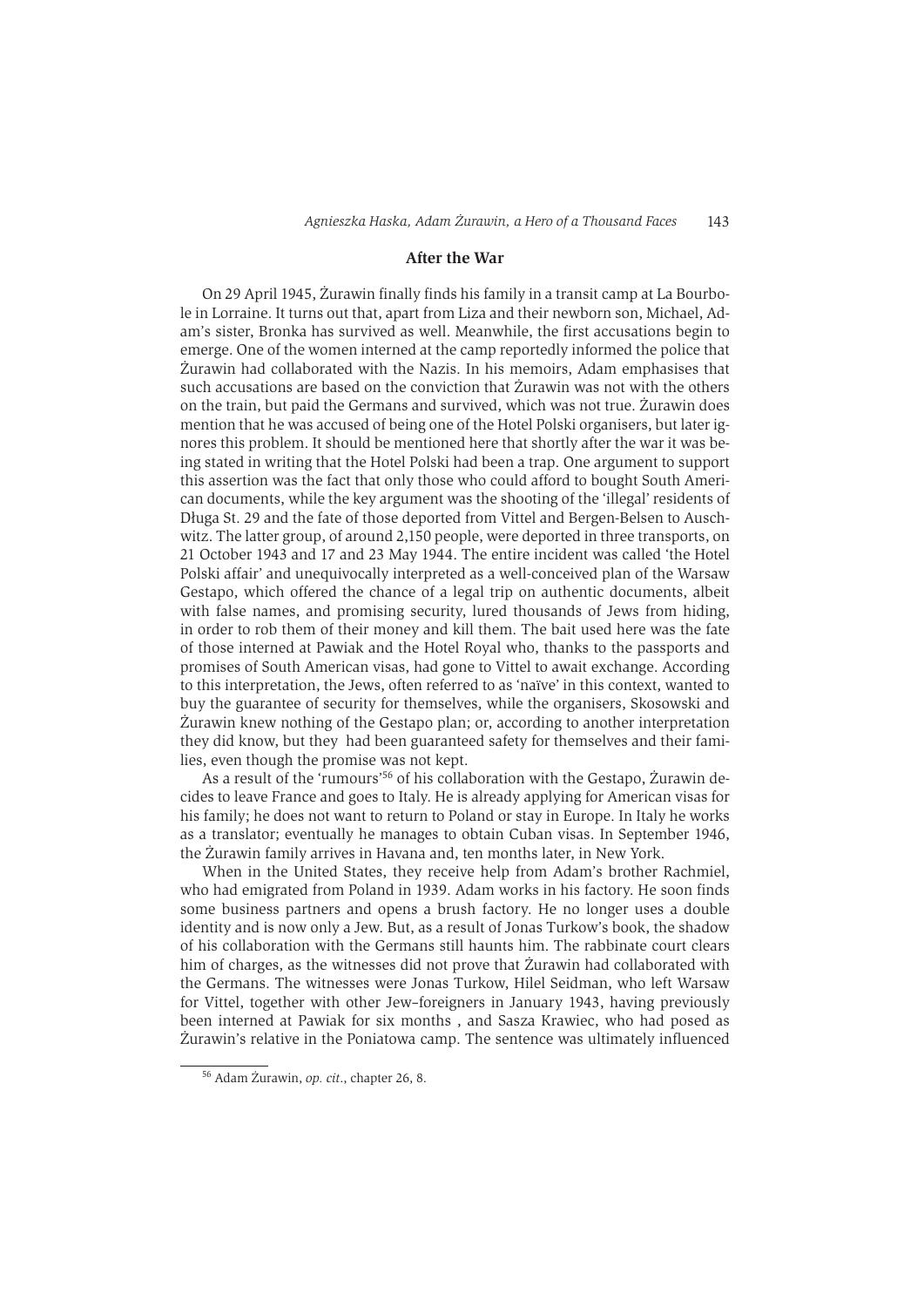## After the War

On 29 April 1945, Żurawin finally finds his family in a transit camp at La Bourbole in Lorraine. It turns out that, apart from Liza and their newborn son, Michael, Adam's sister, Bronka has survived as well. Meanwhile, the first accusations begin to emerge. One of the women interned at the camp reportedly informed the police that Żurawin had collaborated with the Nazis. In his memoirs, Adam emphasises that such accusations are based on the conviction that Żurawin was not with the others on the train, but paid the Germans and survived, which was not true. Żurawin does mention that he was accused of being one of the Hotel Polski organisers, but later ignores this problem. It should be mentioned here that shortly after the war it was being stated in writing that the Hotel Polski had been a trap. One argument to support this assertion was the fact that only those who could afford to bought South American documents, while the key argument was the shooting of the 'illegal' residents of Długa St. 29 and the fate of those deported from Vittel and Bergen-Belsen to Auschwitz. The latter group, of around 2,150 people, were deported in three transports, on 21 October 1943 and 17 and 23 May 1944. The entire incident was called 'the Hotel Polski affair' and unequivocally interpreted as a well-conceived plan of the Warsaw Gestapo, which offered the chance of a legal trip on authentic documents, albeit with false names, and promising security, lured thousands of Jews from hiding, in order to rob them of their money and kill them. The bait used here was the fate of those interned at Pawiak and the Hotel Royal who, thanks to the passports and promises of South American visas, had gone to Vittel to await exchange. According to this interpretation, the Jews, often referred to as 'naïve' in this context, wanted to buy the guarantee of security for themselves, while the organisers, Skosowski and Żurawin knew nothing of the Gestapo plan; or, according to another interpretation they did know, but they had been guaranteed safety for themselves and their families, even though the promise was not kept.

As a result of the 'rumours'[56] of his collaboration with the Gestapo, Żurawin decides to leave France and goes to Italy. He is already applying for American visas for his family; he does not want to return to Poland or stay in Europe. In Italy he works as a translator; eventually he manages to obtain Cuban visas. In September 1946, the Żurawin family arrives in Havana and, ten months later, in New York.

When in the United States, they receive help from Adam's brother Rachmiel, who had emigrated from Poland in 1939. Adam works in his factory. He soon finds some business partners and opens a brush factory. He no longer uses a double identity and is now only a Jew. But, as a result of Jonas Turkow's book, the shadow of his collaboration with the Germans still haunts him. The rabbinate court clears him of charges, as the witnesses did not prove that Żurawin had collaborated with the Germans. The witnesses were Jonas Turkow, Hilel Seidman, who left Warsaw for Vittel, together with other Jew–foreigners in January 1943, having previously been interned at Pawiak for six months , and Sasza Krawiec, who had posed as Żurawin's relative in the Poniatowa camp. The sentence was ultimately influenced

[56] Adam Żurawin, *op. cit.*, chapter 26, 8.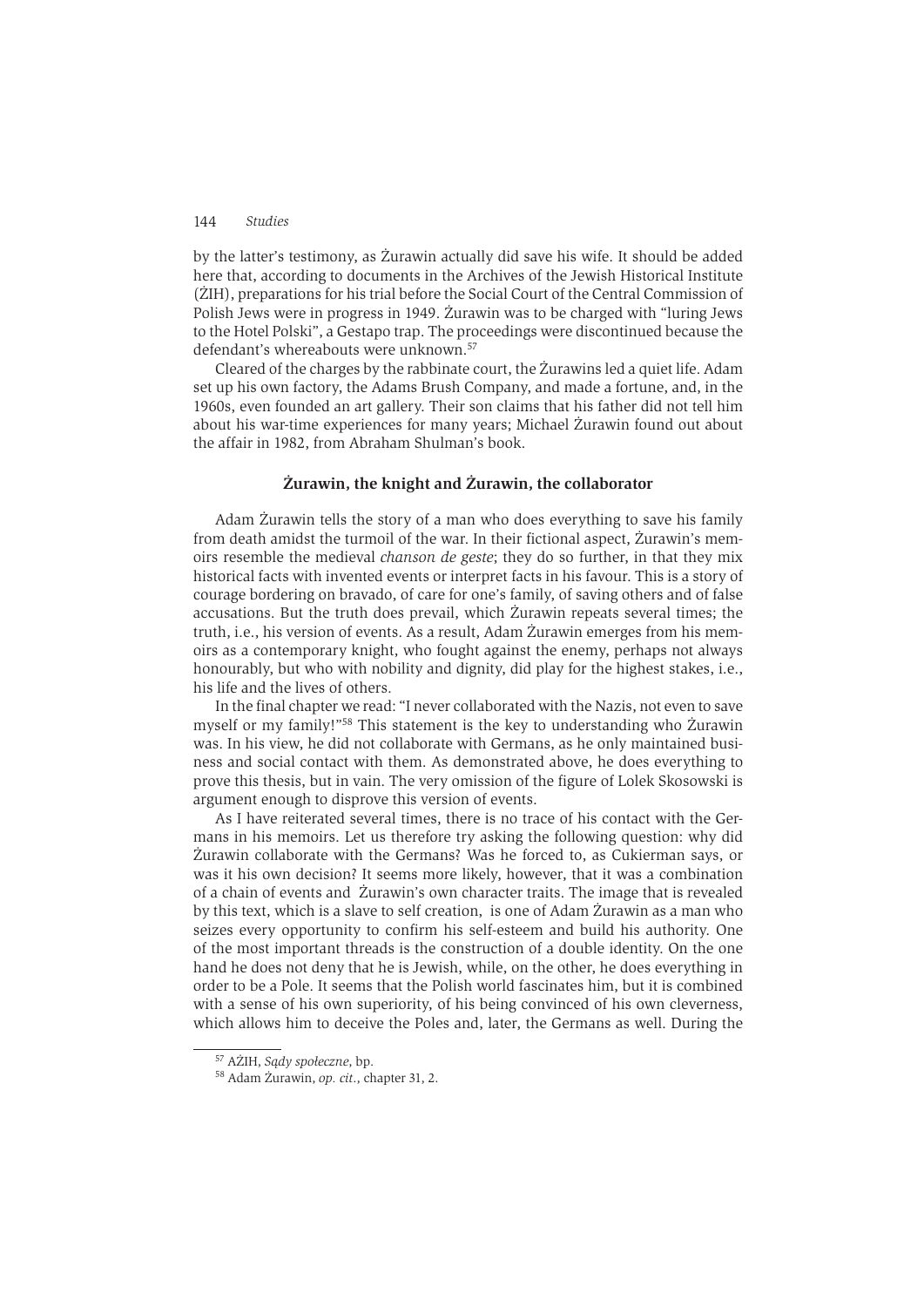by the latter's testimony, as Żurawin actually did save his wife. It should be added here that, according to documents in the Archives of the Jewish Historical Institute (ŻIH), preparations for his trial before the Social Court of the Central Commission of Polish Jews were in progress in 1949. Żurawin was to be charged with "luring Jews to the Hotel Polski", a Gestapo trap. The proceedings were discontinued because the defendant's whereabouts were unknown.[57]

Cleared of the charges by the rabbinate court, the Żurawins led a quiet life. Adam set up his own factory, the Adams Brush Company, and made a fortune, and, in the 1960s, even founded an art gallery. Their son claims that his father did not tell him about his war-time experiences for many years; Michael Żurawin found out about the affair in 1982, from Abraham Shulman's book.

## Żurawin, the knight and Żurawin, the collaborator

Adam Żurawin tells the story of a man who does everything to save his family from death amidst the turmoil of the war. In their fictional aspect, Żurawin's memoirs resemble the medieval *chanson de geste*; they do so further, in that they mix historical facts with invented events or interpret facts in his favour. This is a story of courage bordering on bravado, of care for one's family, of saving others and of false accusations. But the truth does prevail, which Żurawin repeats several times; the truth, i.e., his version of events. As a result, Adam Żurawin emerges from his memoirs as a contemporary knight, who fought against the enemy, perhaps not always honourably, but who with nobility and dignity, did play for the highest stakes, i.e., his life and the lives of others.

In the final chapter we read: "I never collaborated with the Nazis, not even to save myself or my family!"[58] This statement is the key to understanding who Żurawin was. In his view, he did not collaborate with Germans, as he only maintained business and social contact with them. As demonstrated above, he does everything to prove this thesis, but in vain. The very omission of the figure of Lolek Skosowski is argument enough to disprove this version of events.

As I have reiterated several times, there is no trace of his contact with the Germans in his memoirs. Let us therefore try asking the following question: why did Żurawin collaborate with the Germans? Was he forced to, as Cukierman says, or was it his own decision? It seems more likely, however, that it was a combination of a chain of events and Żurawin's own character traits. The image that is revealed by this text, which is a slave to self creation, is one of Adam Żurawin as a man who seizes every opportunity to confirm his self-esteem and build his authority. One of the most important threads is the construction of a double identity. On the one hand he does not deny that he is Jewish, while, on the other, he does everything in order to be a Pole. It seems that the Polish world fascinates him, but it is combined with a sense of his own superiority, of his being convinced of his own cleverness, which allows him to deceive the Poles and, later, the Germans as well. During the

[57] AŻIH, *Sądy społeczne*, bp.

[58] Adam Żurawin, *op. cit.*, chapter 31, 2.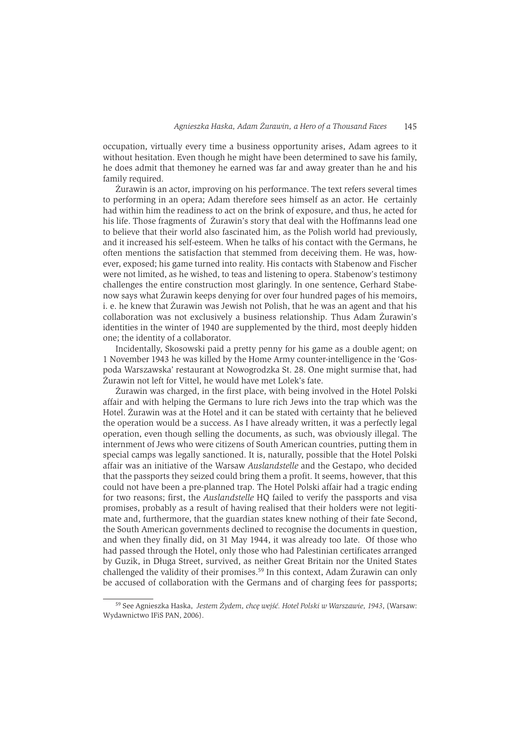occupation, virtually every time a business opportunity arises, Adam agrees to it without hesitation. Even though he might have been determined to save his family, he does admit that themoney he earned was far and away greater than he and his family required.

Żurawin is an actor, improving on his performance. The text refers several times to performing in an opera; Adam therefore sees himself as an actor. He certainly had within him the readiness to act on the brink of exposure, and thus, he acted for his life. Those fragments of Żurawin's story that deal with the Hoffmanns lead one to believe that their world also fascinated him, as the Polish world had previously, and it increased his self-esteem. When he talks of his contact with the Germans, he often mentions the satisfaction that stemmed from deceiving them. He was, however, exposed; his game turned into reality. His contacts with Stabenow and Fischer were not limited, as he wished, to teas and listening to opera. Stabenow's testimony challenges the entire construction most glaringly. In one sentence, Gerhard Stabenow says what Żurawin keeps denying for over four hundred pages of his memoirs, i. e. he knew that Żurawin was Jewish not Polish, that he was an agent and that his collaboration was not exclusively a business relationship. Thus Adam Żurawin's identities in the winter of 1940 are supplemented by the third, most deeply hidden one; the identity of a collaborator.

Incidentally, Skosowski paid a pretty penny for his game as a double agent; on 1 November 1943 he was killed by the Home Army counter-intelligence in the 'Gospoda Warszawska' restaurant at Nowogrodzka St. 28. One might surmise that, had Żurawin not left for Vittel, he would have met Lolek's fate.

Żurawin was charged, in the first place, with being involved in the Hotel Polski affair and with helping the Germans to lure rich Jews into the trap which was the Hotel. Żurawin was at the Hotel and it can be stated with certainty that he believed the operation would be a success. As I have already written, it was a perfectly legal operation, even though selling the documents, as such, was obviously illegal. The internment of Jews who were citizens of South American countries, putting them in special camps was legally sanctioned. It is, naturally, possible that the Hotel Polski affair was an initiative of the Warsaw *Auslandstelle* and the Gestapo, who decided that the passports they seized could bring them a profit. It seems, however, that this could not have been a pre-planned trap. The Hotel Polski affair had a tragic ending for two reasons; first, the *Auslandstelle* HQ failed to verify the passports and visa promises, probably as a result of having realised that their holders were not legitimate and, furthermore, that the guardian states knew nothing of their fate Second, the South American governments declined to recognise the documents in question, and when they finally did, on 31 May 1944, it was already too late. Of those who had passed through the Hotel, only those who had Palestinian certificates arranged by Guzik, in Długa Street, survived, as neither Great Britain nor the United States challenged the validity of their promises.[59] In this context, Adam Żurawin can only be accused of collaboration with the Germans and of charging fees for passports;

---

[59] See Agnieszka Haska, *Jestem Żydem, chcę wejść. Hotel Polski w Warszawie, 1943*, (Warsaw: Wydawnictwo IFiS PAN, 2006).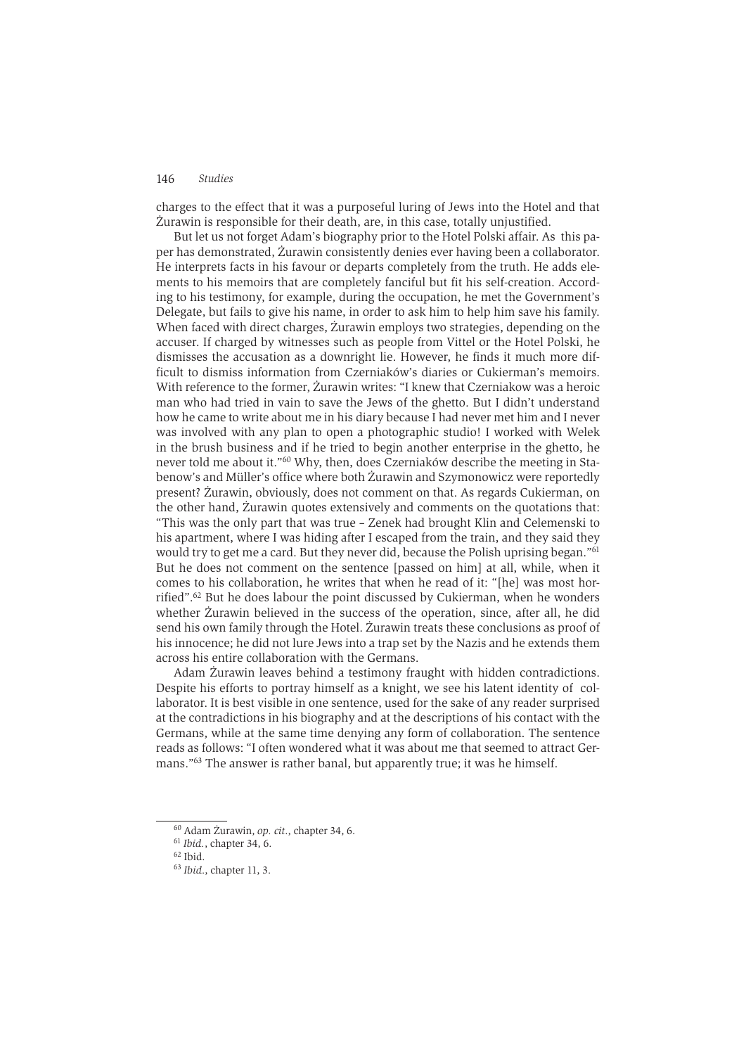charges to the effect that it was a purposeful luring of Jews into the Hotel and that Żurawin is responsible for their death, are, in this case, totally unjustified.

But let us not forget Adam's biography prior to the Hotel Polski affair. As this paper has demonstrated, Żurawin consistently denies ever having been a collaborator. He interprets facts in his favour or departs completely from the truth. He adds elements to his memoirs that are completely fanciful but fit his self-creation. According to his testimony, for example, during the occupation, he met the Government's Delegate, but fails to give his name, in order to ask him to help him save his family. When faced with direct charges, Żurawin employs two strategies, depending on the accuser. If charged by witnesses such as people from Vittel or the Hotel Polski, he dismisses the accusation as a downright lie. However, he finds it much more difficult to dismiss information from Czerniaków's diaries or Cukierman's memoirs. With reference to the former, Żurawin writes: "I knew that Czerniakow was a heroic man who had tried in vain to save the Jews of the ghetto. But I didn't understand how he came to write about me in his diary because I had never met him and I never was involved with any plan to open a photographic studio! I worked with Welek in the brush business and if he tried to begin another enterprise in the ghetto, he never told me about it."[60] Why, then, does Czerniaków describe the meeting in Stabenow's and Müller's office where both Żurawin and Szymonowicz were reportedly present? Żurawin, obviously, does not comment on that. As regards Cukierman, on the other hand, Żurawin quotes extensively and comments on the quotations that: "This was the only part that was true – Zenek had brought Klin and Celemenski to his apartment, where I was hiding after I escaped from the train, and they said they would try to get me a card. But they never did, because the Polish uprising began."[61] But he does not comment on the sentence [passed on him] at all, while, when it comes to his collaboration, he writes that when he read of it: "[he] was most horrified".[62] But he does labour the point discussed by Cukierman, when he wonders whether Żurawin believed in the success of the operation, since, after all, he did send his own family through the Hotel. Żurawin treats these conclusions as proof of his innocence; he did not lure Jews into a trap set by the Nazis and he extends them across his entire collaboration with the Germans.

Adam Żurawin leaves behind a testimony fraught with hidden contradictions. Despite his efforts to portray himself as a knight, we see his latent identity of collaborator. It is best visible in one sentence, used for the sake of any reader surprised at the contradictions in his biography and at the descriptions of his contact with the Germans, while at the same time denying any form of collaboration. The sentence reads as follows: "I often wondered what it was about me that seemed to attract Germans."[63] The answer is rather banal, but apparently true; it was he himself.

---

[60] Adam Żurawin, *op. cit.*, chapter 34, 6.

[61] *Ibid.*, chapter 34, 6.

[62] Ibid.

[63] *Ibid.*, chapter 11, 3.